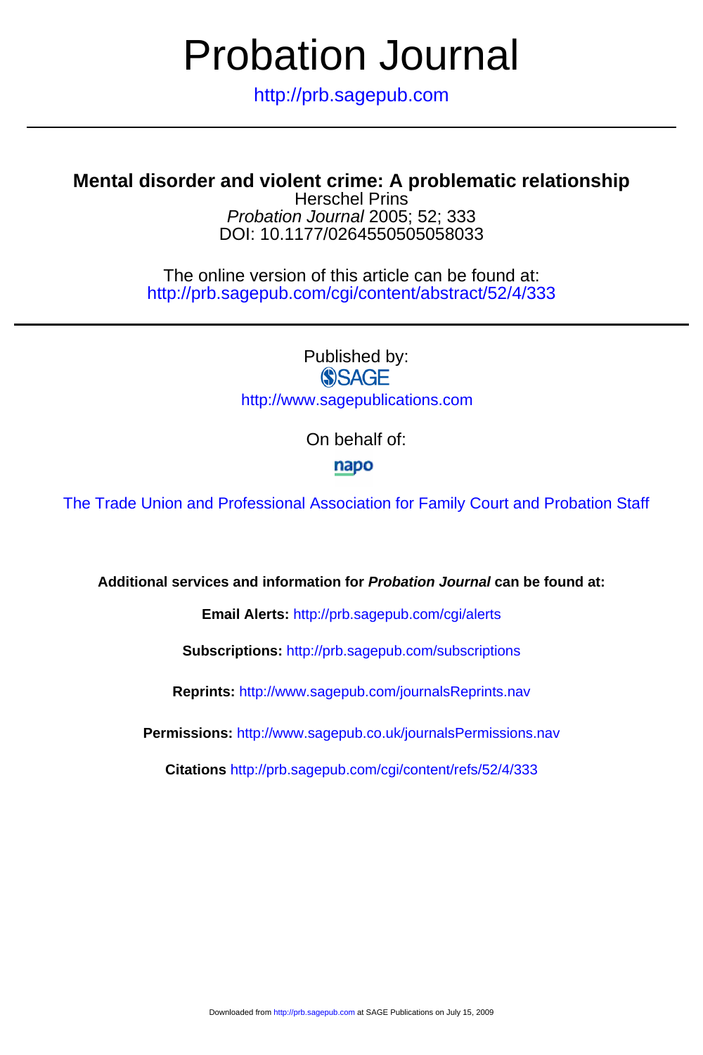# Probation Journal

http://prb.sagepub.com

---

## Mental disorder and violent crime: A problematic relationship

Herschel Prins
*Probation Journal* 2005; 52; 333
DOI: 10.1177/0264550505058033

The online version of this article can be found at:
http://prb.sagepub.com/cgi/content/abstract/52/4/333

---

Published by:
SAGE
http://www.sagepublications.com

On behalf of:
napo

The Trade Union and Professional Association for Family Court and Probation Staff

**Additional services and information for *Probation Journal* can be found at:**

**Email Alerts:** http://prb.sagepub.com/cgi/alerts

**Subscriptions:** http://prb.sagepub.com/subscriptions

**Reprints:** http://www.sagepub.com/journalsReprints.nav

**Permissions:** http://www.sagepub.co.uk/journalsPermissions.nav

**Citations** http://prb.sagepub.com/cgi/content/refs/52/4/333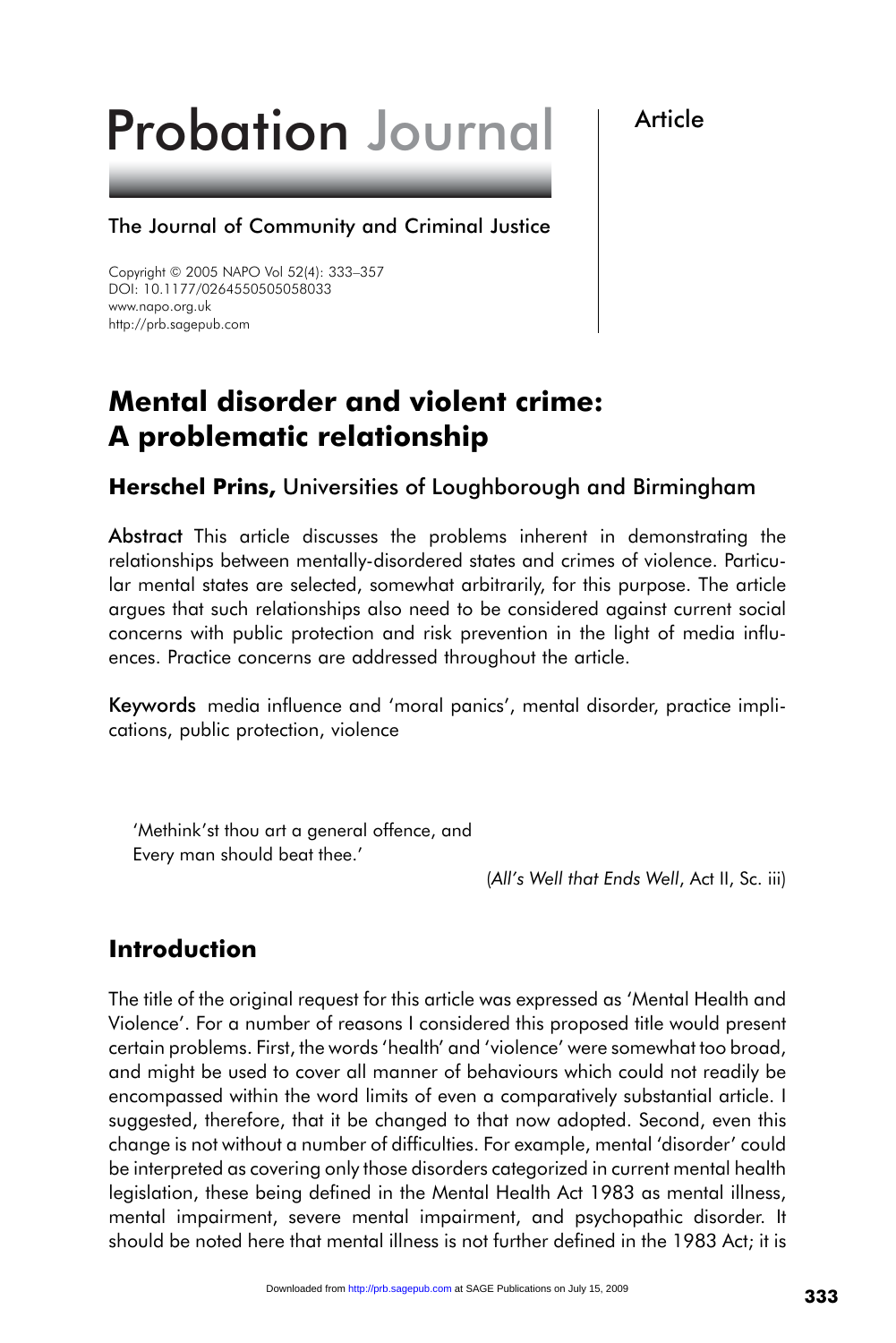# Probation Journal

The Journal of Community and Criminal Justice

Copyright © 2005 NAPO Vol 52(4): 333–357
DOI: 10.1177/0264550505058033
www.napo.org.uk
http://prb.sagepub.com

Article

# Mental disorder and violent crime: A problematic relationship

**Herschel Prins,** Universities of Loughborough and Birmingham

**Abstract** This article discusses the problems inherent in demonstrating the relationships between mentally-disordered states and crimes of violence. Particular mental states are selected, somewhat arbitrarily, for this purpose. The article argues that such relationships also need to be considered against current social concerns with public protection and risk prevention in the light of media influences. Practice concerns are addressed throughout the article.

**Keywords** media influence and 'moral panics', mental disorder, practice implications, public protection, violence

> 'Methink'st thou art a general offence, and
> Every man should beat thee.'
>
> (*All's Well that Ends Well*, Act II, Sc. iii)

## Introduction

The title of the original request for this article was expressed as 'Mental Health and Violence'. For a number of reasons I considered this proposed title would present certain problems. First, the words 'health' and 'violence' were somewhat too broad, and might be used to cover all manner of behaviours which could not readily be encompassed within the word limits of even a comparatively substantial article. I suggested, therefore, that it be changed to that now adopted. Second, even this change is not without a number of difficulties. For example, mental 'disorder' could be interpreted as covering only those disorders categorized in current mental health legislation, these being defined in the Mental Health Act 1983 as mental illness, mental impairment, severe mental impairment, and psychopathic disorder. It should be noted here that mental illness is not further defined in the 1983 Act; it is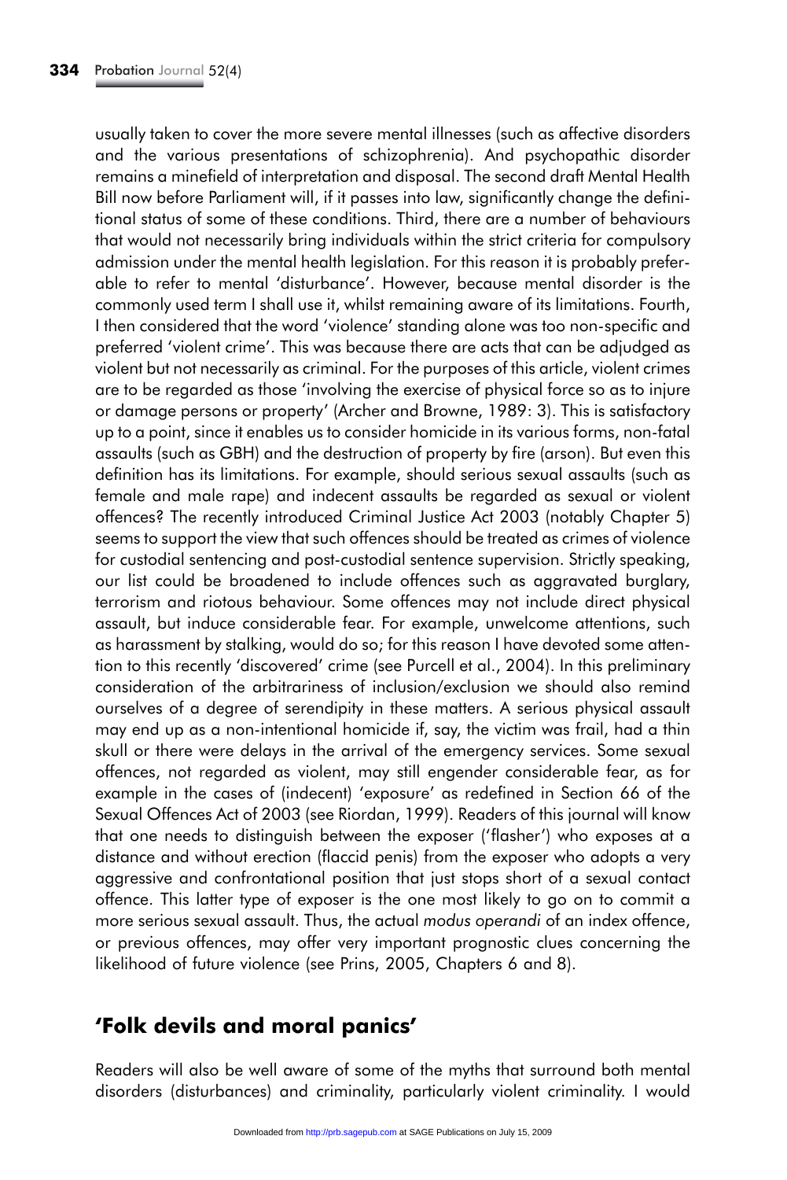usually taken to cover the more severe mental illnesses (such as affective disorders and the various presentations of schizophrenia). And psychopathic disorder remains a minefield of interpretation and disposal. The second draft Mental Health Bill now before Parliament will, if it passes into law, significantly change the definitional status of some of these conditions. Third, there are a number of behaviours that would not necessarily bring individuals within the strict criteria for compulsory admission under the mental health legislation. For this reason it is probably preferable to refer to mental 'disturbance'. However, because mental disorder is the commonly used term I shall use it, whilst remaining aware of its limitations. Fourth, I then considered that the word 'violence' standing alone was too non-specific and preferred 'violent crime'. This was because there are acts that can be adjudged as violent but not necessarily as criminal. For the purposes of this article, violent crimes are to be regarded as those 'involving the exercise of physical force so as to injure or damage persons or property' (Archer and Browne, 1989: 3). This is satisfactory up to a point, since it enables us to consider homicide in its various forms, non-fatal assaults (such as GBH) and the destruction of property by fire (arson). But even this definition has its limitations. For example, should serious sexual assaults (such as female and male rape) and indecent assaults be regarded as sexual or violent offences? The recently introduced Criminal Justice Act 2003 (notably Chapter 5) seems to support the view that such offences should be treated as crimes of violence for custodial sentencing and post-custodial sentence supervision. Strictly speaking, our list could be broadened to include offences such as aggravated burglary, terrorism and riotous behaviour. Some offences may not include direct physical assault, but induce considerable fear. For example, unwelcome attentions, such as harassment by stalking, would do so; for this reason I have devoted some attention to this recently 'discovered' crime (see Purcell et al., 2004). In this preliminary consideration of the arbitrariness of inclusion/exclusion we should also remind ourselves of a degree of serendipity in these matters. A serious physical assault may end up as a non-intentional homicide if, say, the victim was frail, had a thin skull or there were delays in the arrival of the emergency services. Some sexual offences, not regarded as violent, may still engender considerable fear, as for example in the cases of (indecent) 'exposure' as redefined in Section 66 of the Sexual Offences Act of 2003 (see Riordan, 1999). Readers of this journal will know that one needs to distinguish between the exposer ('flasher') who exposes at a distance and without erection (flaccid penis) from the exposer who adopts a very aggressive and confrontational position that just stops short of a sexual contact offence. This latter type of exposer is the one most likely to go on to commit a more serious sexual assault. Thus, the actual *modus operandi* of an index offence, or previous offences, may offer very important prognostic clues concerning the likelihood of future violence (see Prins, 2005, Chapters 6 and 8).

## 'Folk devils and moral panics'

Readers will also be well aware of some of the myths that surround both mental disorders (disturbances) and criminality, particularly violent criminality. I would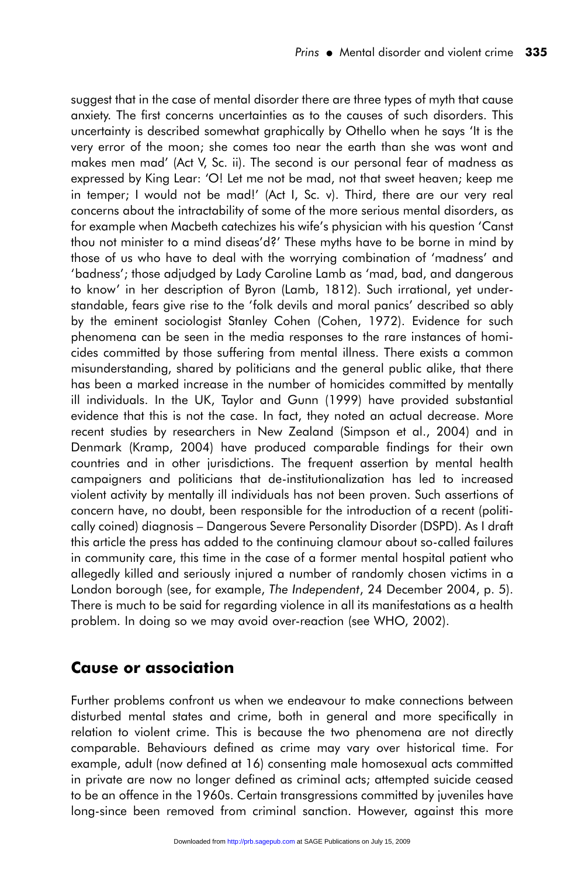suggest that in the case of mental disorder there are three types of myth that cause anxiety. The first concerns uncertainties as to the causes of such disorders. This uncertainty is described somewhat graphically by Othello when he says 'It is the very error of the moon; she comes too near the earth than she was wont and makes men mad' (Act V, Sc. ii). The second is our personal fear of madness as expressed by King Lear: 'O! Let me not be mad, not that sweet heaven; keep me in temper; I would not be mad!' (Act I, Sc. v). Third, there are our very real concerns about the intractability of some of the more serious mental disorders, as for example when Macbeth catechizes his wife's physician with his question 'Canst thou not minister to a mind diseas'd?' These myths have to be borne in mind by those of us who have to deal with the worrying combination of 'madness' and 'badness'; those adjudged by Lady Caroline Lamb as 'mad, bad, and dangerous to know' in her description of Byron (Lamb, 1812). Such irrational, yet understandable, fears give rise to the 'folk devils and moral panics' described so ably by the eminent sociologist Stanley Cohen (Cohen, 1972). Evidence for such phenomena can be seen in the media responses to the rare instances of homicides committed by those suffering from mental illness. There exists a common misunderstanding, shared by politicians and the general public alike, that there has been a marked increase in the number of homicides committed by mentally ill individuals. In the UK, Taylor and Gunn (1999) have provided substantial evidence that this is not the case. In fact, they noted an actual decrease. More recent studies by researchers in New Zealand (Simpson et al., 2004) and in Denmark (Kramp, 2004) have produced comparable findings for their own countries and in other jurisdictions. The frequent assertion by mental health campaigners and politicians that de-institutionalization has led to increased violent activity by mentally ill individuals has not been proven. Such assertions of concern have, no doubt, been responsible for the introduction of a recent (politically coined) diagnosis – Dangerous Severe Personality Disorder (DSPD). As I draft this article the press has added to the continuing clamour about so-called failures in community care, this time in the case of a former mental hospital patient who allegedly killed and seriously injured a number of randomly chosen victims in a London borough (see, for example, *The Independent*, 24 December 2004, p. 5). There is much to be said for regarding violence in all its manifestations as a health problem. In doing so we may avoid over-reaction (see WHO, 2002).

## Cause or association

Further problems confront us when we endeavour to make connections between disturbed mental states and crime, both in general and more specifically in relation to violent crime. This is because the two phenomena are not directly comparable. Behaviours defined as crime may vary over historical time. For example, adult (now defined at 16) consenting male homosexual acts committed in private are now no longer defined as criminal acts; attempted suicide ceased to be an offence in the 1960s. Certain transgressions committed by juveniles have long-since been removed from criminal sanction. However, against this more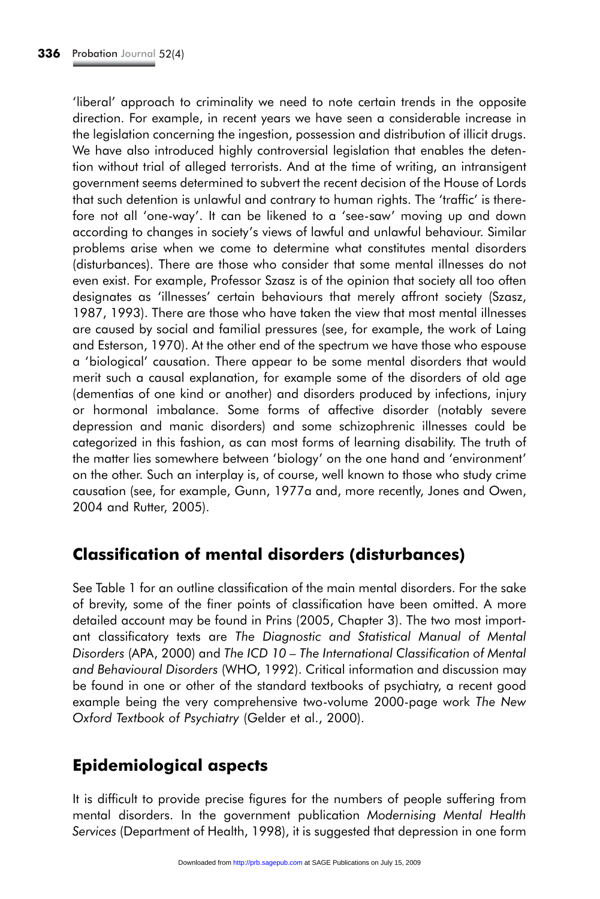'liberal' approach to criminality we need to note certain trends in the opposite direction. For example, in recent years we have seen a considerable increase in the legislation concerning the ingestion, possession and distribution of illicit drugs. We have also introduced highly controversial legislation that enables the detention without trial of alleged terrorists. And at the time of writing, an intransigent government seems determined to subvert the recent decision of the House of Lords that such detention is unlawful and contrary to human rights. The 'traffic' is therefore not all 'one-way'. It can be likened to a 'see-saw' moving up and down according to changes in society's views of lawful and unlawful behaviour. Similar problems arise when we come to determine what constitutes mental disorders (disturbances). There are those who consider that some mental illnesses do not even exist. For example, Professor Szasz is of the opinion that society all too often designates as 'illnesses' certain behaviours that merely affront society (Szasz, 1987, 1993). There are those who have taken the view that most mental illnesses are caused by social and familial pressures (see, for example, the work of Laing and Esterson, 1970). At the other end of the spectrum we have those who espouse a 'biological' causation. There appear to be some mental disorders that would merit such a causal explanation, for example some of the disorders of old age (dementias of one kind or another) and disorders produced by infections, injury or hormonal imbalance. Some forms of affective disorder (notably severe depression and manic disorders) and some schizophrenic illnesses could be categorized in this fashion, as can most forms of learning disability. The truth of the matter lies somewhere between 'biology' on the one hand and 'environment' on the other. Such an interplay is, of course, well known to those who study crime causation (see, for example, Gunn, 1977a and, more recently, Jones and Owen, 2004 and Rutter, 2005).

## Classification of mental disorders (disturbances)

See Table 1 for an outline classification of the main mental disorders. For the sake of brevity, some of the finer points of classification have been omitted. A more detailed account may be found in Prins (2005, Chapter 3). The two most important classificatory texts are *The Diagnostic and Statistical Manual of Mental Disorders* (APA, 2000) and *The ICD 10 – The International Classification of Mental and Behavioural Disorders* (WHO, 1992). Critical information and discussion may be found in one or other of the standard textbooks of psychiatry, a recent good example being the very comprehensive two-volume 2000-page work *The New Oxford Textbook of Psychiatry* (Gelder et al., 2000).

## Epidemiological aspects

It is difficult to provide precise figures for the numbers of people suffering from mental disorders. In the government publication *Modernising Mental Health Services* (Department of Health, 1998), it is suggested that depression in one form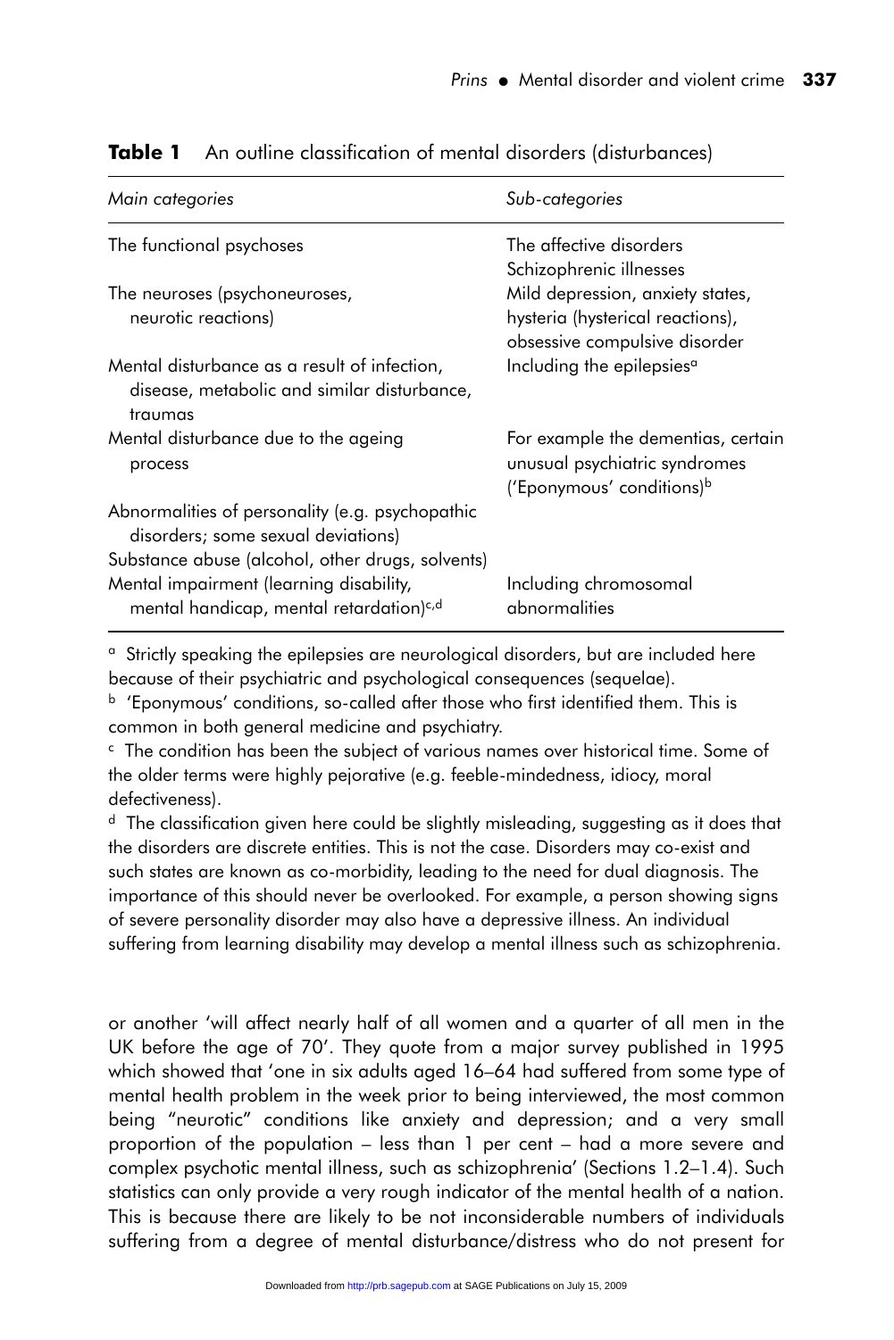**Table 1** An outline classification of mental disorders (disturbances)

| *Main categories* | *Sub-categories* |
|---|---|
| The functional psychoses | The affective disorders<br>Schizophrenic illnesses |
| The neuroses (psychoneuroses, neurotic reactions) | Mild depression, anxiety states, hysteria (hysterical reactions), obsessive compulsive disorder |
| Mental disturbance as a result of infection, disease, metabolic and similar disturbance, traumas | Including the epilepsies[a] |
| Mental disturbance due to the ageing process | For example the dementias, certain unusual psychiatric syndromes ('Eponymous' conditions)[b] |
| Abnormalities of personality (e.g. psychopathic disorders; some sexual deviations) | |
| Substance abuse (alcohol, other drugs, solvents) | |
| Mental impairment (learning disability, mental handicap, mental retardation)[c,d] | Including chromosomal abnormalities |

[a] Strictly speaking the epilepsies are neurological disorders, but are included here because of their psychiatric and psychological consequences (sequelae).
[b] 'Eponymous' conditions, so-called after those who first identified them. This is common in both general medicine and psychiatry.
[c] The condition has been the subject of various names over historical time. Some of the older terms were highly pejorative (e.g. feeble-mindedness, idiocy, moral defectiveness).
[d] The classification given here could be slightly misleading, suggesting as it does that the disorders are discrete entities. This is not the case. Disorders may co-exist and such states are known as co-morbidity, leading to the need for dual diagnosis. The importance of this should never be overlooked. For example, a person showing signs of severe personality disorder may also have a depressive illness. An individual suffering from learning disability may develop a mental illness such as schizophrenia.

or another 'will affect nearly half of all women and a quarter of all men in the UK before the age of 70'. They quote from a major survey published in 1995 which showed that 'one in six adults aged 16–64 had suffered from some type of mental health problem in the week prior to being interviewed, the most common being "neurotic" conditions like anxiety and depression; and a very small proportion of the population – less than 1 per cent – had a more severe and complex psychotic mental illness, such as schizophrenia' (Sections 1.2–1.4). Such statistics can only provide a very rough indicator of the mental health of a nation. This is because there are likely to be not inconsiderable numbers of individuals suffering from a degree of mental disturbance/distress who do not present for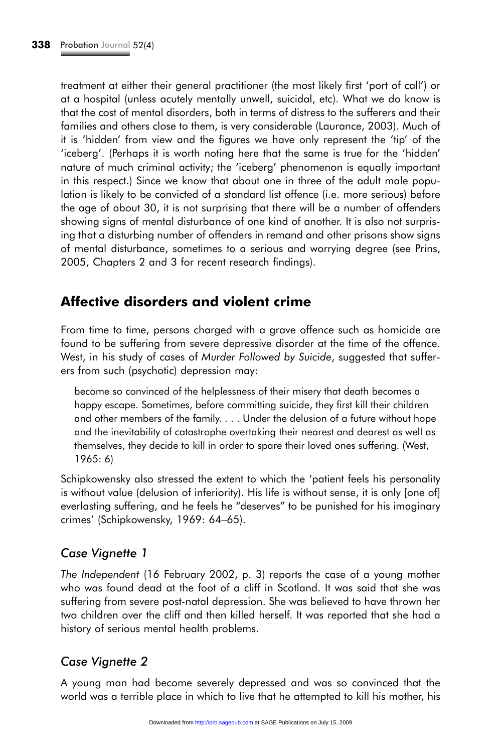treatment at either their general practitioner (the most likely first 'port of call') or at a hospital (unless acutely mentally unwell, suicidal, etc). What we do know is that the cost of mental disorders, both in terms of distress to the sufferers and their families and others close to them, is very considerable (Laurance, 2003). Much of it is 'hidden' from view and the figures we have only represent the 'tip' of the 'iceberg'. (Perhaps it is worth noting here that the same is true for the 'hidden' nature of much criminal activity; the 'iceberg' phenomenon is equally important in this respect.) Since we know that about one in three of the adult male population is likely to be convicted of a standard list offence (i.e. more serious) before the age of about 30, it is not surprising that there will be a number of offenders showing signs of mental disturbance of one kind of another. It is also not surprising that a disturbing number of offenders in remand and other prisons show signs of mental disturbance, sometimes to a serious and worrying degree (see Prins, 2005, Chapters 2 and 3 for recent research findings).

## Affective disorders and violent crime

From time to time, persons charged with a grave offence such as homicide are found to be suffering from severe depressive disorder at the time of the offence. West, in his study of cases of *Murder Followed by Suicide*, suggested that sufferers from such (psychotic) depression may:

> become so convinced of the helplessness of their misery that death becomes a happy escape. Sometimes, before committing suicide, they first kill their children and other members of the family. . . . Under the delusion of a future without hope and the inevitability of catastrophe overtaking their nearest and dearest as well as themselves, they decide to kill in order to spare their loved ones suffering. (West, 1965: 6)

Schipkowensky also stressed the extent to which the 'patient feels his personality is without value (delusion of inferiority). His life is without sense, it is only [one of] everlasting suffering, and he feels he "deserves" to be punished for his imaginary crimes' (Schipkowensky, 1969: 64–65).

### *Case Vignette 1*

*The Independent* (16 February 2002, p. 3) reports the case of a young mother who was found dead at the foot of a cliff in Scotland. It was said that she was suffering from severe post-natal depression. She was believed to have thrown her two children over the cliff and then killed herself. It was reported that she had a history of serious mental health problems.

### *Case Vignette 2*

A young man had become severely depressed and was so convinced that the world was a terrible place in which to live that he attempted to kill his mother, his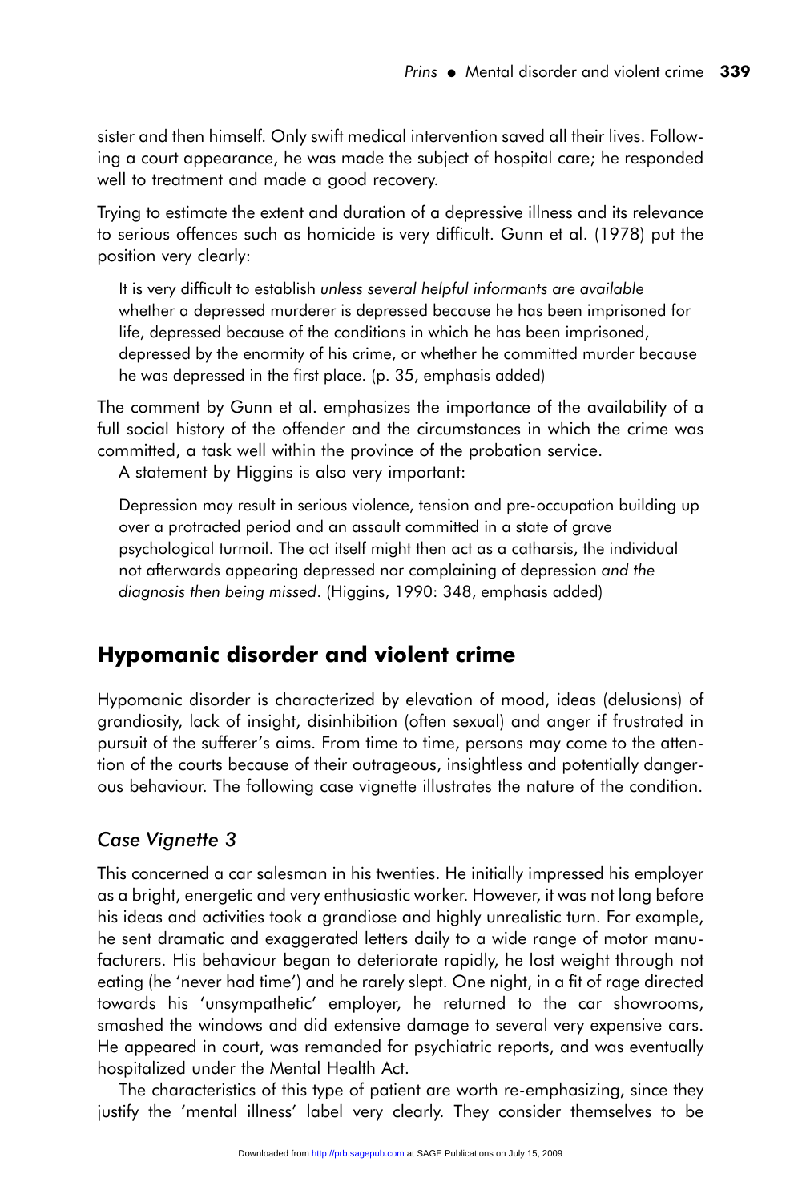sister and then himself. Only swift medical intervention saved all their lives. Following a court appearance, he was made the subject of hospital care; he responded well to treatment and made a good recovery.

Trying to estimate the extent and duration of a depressive illness and its relevance to serious offences such as homicide is very difficult. Gunn et al. (1978) put the position very clearly:

> It is very difficult to establish *unless several helpful informants are available* whether a depressed murderer is depressed because he has been imprisoned for life, depressed because of the conditions in which he has been imprisoned, depressed by the enormity of his crime, or whether he committed murder because he was depressed in the first place. (p. 35, emphasis added)

The comment by Gunn et al. emphasizes the importance of the availability of a full social history of the offender and the circumstances in which the crime was committed, a task well within the province of the probation service.

A statement by Higgins is also very important:

> Depression may result in serious violence, tension and pre-occupation building up over a protracted period and an assault committed in a state of grave psychological turmoil. The act itself might then act as a catharsis, the individual not afterwards appearing depressed nor complaining of depression *and the diagnosis then being missed*. (Higgins, 1990: 348, emphasis added)

## Hypomanic disorder and violent crime

Hypomanic disorder is characterized by elevation of mood, ideas (delusions) of grandiosity, lack of insight, disinhibition (often sexual) and anger if frustrated in pursuit of the sufferer's aims. From time to time, persons may come to the attention of the courts because of their outrageous, insightless and potentially dangerous behaviour. The following case vignette illustrates the nature of the condition.

### *Case Vignette 3*

This concerned a car salesman in his twenties. He initially impressed his employer as a bright, energetic and very enthusiastic worker. However, it was not long before his ideas and activities took a grandiose and highly unrealistic turn. For example, he sent dramatic and exaggerated letters daily to a wide range of motor manufacturers. His behaviour began to deteriorate rapidly, he lost weight through not eating (he 'never had time') and he rarely slept. One night, in a fit of rage directed towards his 'unsympathetic' employer, he returned to the car showrooms, smashed the windows and did extensive damage to several very expensive cars. He appeared in court, was remanded for psychiatric reports, and was eventually hospitalized under the Mental Health Act.

The characteristics of this type of patient are worth re-emphasizing, since they justify the 'mental illness' label very clearly. They consider themselves to be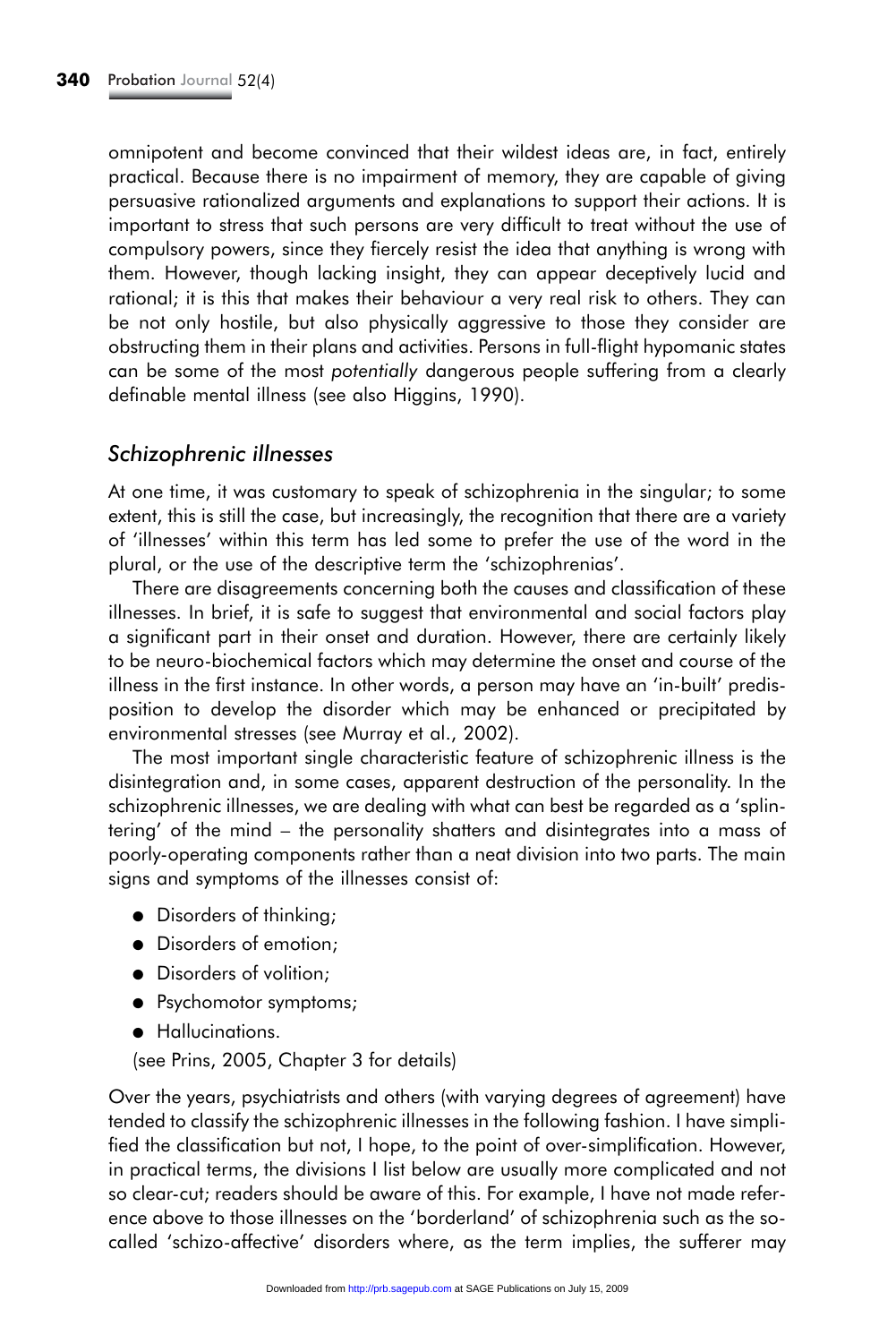omnipotent and become convinced that their wildest ideas are, in fact, entirely practical. Because there is no impairment of memory, they are capable of giving persuasive rationalized arguments and explanations to support their actions. It is important to stress that such persons are very difficult to treat without the use of compulsory powers, since they fiercely resist the idea that anything is wrong with them. However, though lacking insight, they can appear deceptively lucid and rational; it is this that makes their behaviour a very real risk to others. They can be not only hostile, but also physically aggressive to those they consider are obstructing them in their plans and activities. Persons in full-flight hypomanic states can be some of the most *potentially* dangerous people suffering from a clearly definable mental illness (see also Higgins, 1990).

## *Schizophrenic illnesses*

At one time, it was customary to speak of schizophrenia in the singular; to some extent, this is still the case, but increasingly, the recognition that there are a variety of 'illnesses' within this term has led some to prefer the use of the word in the plural, or the use of the descriptive term the 'schizophrenias'.

There are disagreements concerning both the causes and classification of these illnesses. In brief, it is safe to suggest that environmental and social factors play a significant part in their onset and duration. However, there are certainly likely to be neuro-biochemical factors which may determine the onset and course of the illness in the first instance. In other words, a person may have an 'in-built' predisposition to develop the disorder which may be enhanced or precipitated by environmental stresses (see Murray et al., 2002).

The most important single characteristic feature of schizophrenic illness is the disintegration and, in some cases, apparent destruction of the personality. In the schizophrenic illnesses, we are dealing with what can best be regarded as a 'splintering' of the mind – the personality shatters and disintegrates into a mass of poorly-operating components rather than a neat division into two parts. The main signs and symptoms of the illnesses consist of:

- Disorders of thinking;
- Disorders of emotion;
- Disorders of volition;
- Psychomotor symptoms;
- Hallucinations.

(see Prins, 2005, Chapter 3 for details)

Over the years, psychiatrists and others (with varying degrees of agreement) have tended to classify the schizophrenic illnesses in the following fashion. I have simplified the classification but not, I hope, to the point of over-simplification. However, in practical terms, the divisions I list below are usually more complicated and not so clear-cut; readers should be aware of this. For example, I have not made reference above to those illnesses on the 'borderland' of schizophrenia such as the so-called 'schizo-affective' disorders where, as the term implies, the sufferer may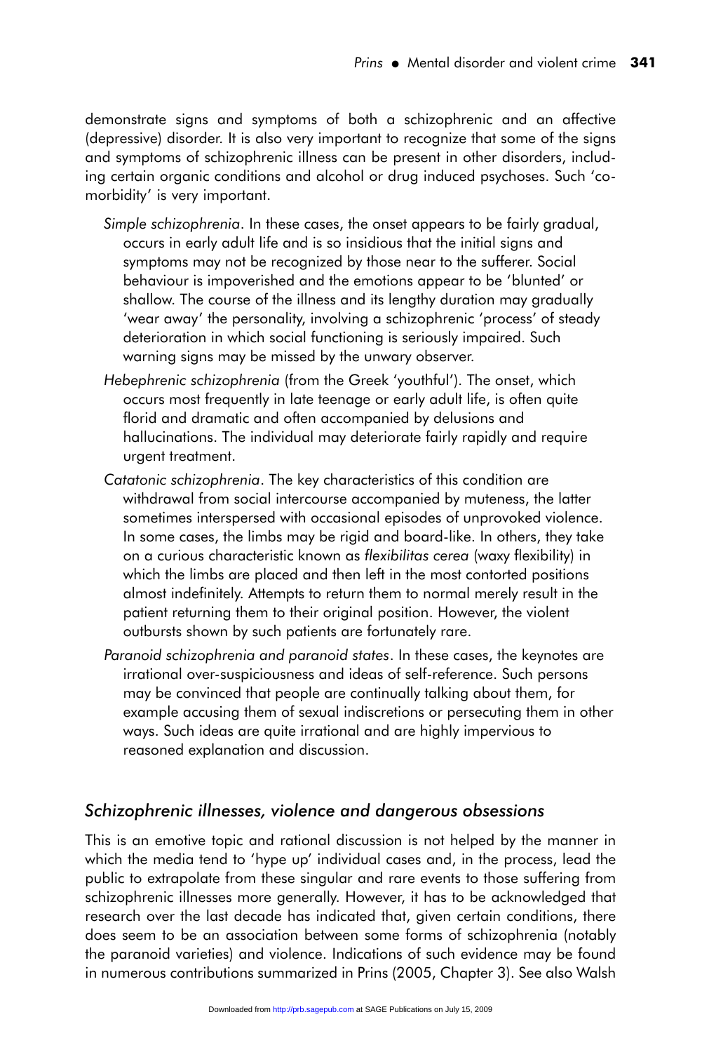demonstrate signs and symptoms of both a schizophrenic and an affective (depressive) disorder. It is also very important to recognize that some of the signs and symptoms of schizophrenic illness can be present in other disorders, including certain organic conditions and alcohol or drug induced psychoses. Such 'co-morbidity' is very important.

*Simple schizophrenia*. In these cases, the onset appears to be fairly gradual, occurs in early adult life and is so insidious that the initial signs and symptoms may not be recognized by those near to the sufferer. Social behaviour is impoverished and the emotions appear to be 'blunted' or shallow. The course of the illness and its lengthy duration may gradually 'wear away' the personality, involving a schizophrenic 'process' of steady deterioration in which social functioning is seriously impaired. Such warning signs may be missed by the unwary observer.

*Hebephrenic schizophrenia* (from the Greek 'youthful'). The onset, which occurs most frequently in late teenage or early adult life, is often quite florid and dramatic and often accompanied by delusions and hallucinations. The individual may deteriorate fairly rapidly and require urgent treatment.

*Catatonic schizophrenia*. The key characteristics of this condition are withdrawal from social intercourse accompanied by muteness, the latter sometimes interspersed with occasional episodes of unprovoked violence. In some cases, the limbs may be rigid and board-like. In others, they take on a curious characteristic known as *flexibilitas cerea* (waxy flexibility) in which the limbs are placed and then left in the most contorted positions almost indefinitely. Attempts to return them to normal merely result in the patient returning them to their original position. However, the violent outbursts shown by such patients are fortunately rare.

*Paranoid schizophrenia and paranoid states*. In these cases, the keynotes are irrational over-suspiciousness and ideas of self-reference. Such persons may be convinced that people are continually talking about them, for example accusing them of sexual indiscretions or persecuting them in other ways. Such ideas are quite irrational and are highly impervious to reasoned explanation and discussion.

## *Schizophrenic illnesses, violence and dangerous obsessions*

This is an emotive topic and rational discussion is not helped by the manner in which the media tend to 'hype up' individual cases and, in the process, lead the public to extrapolate from these singular and rare events to those suffering from schizophrenic illnesses more generally. However, it has to be acknowledged that research over the last decade has indicated that, given certain conditions, there does seem to be an association between some forms of schizophrenia (notably the paranoid varieties) and violence. Indications of such evidence may be found in numerous contributions summarized in Prins (2005, Chapter 3). See also Walsh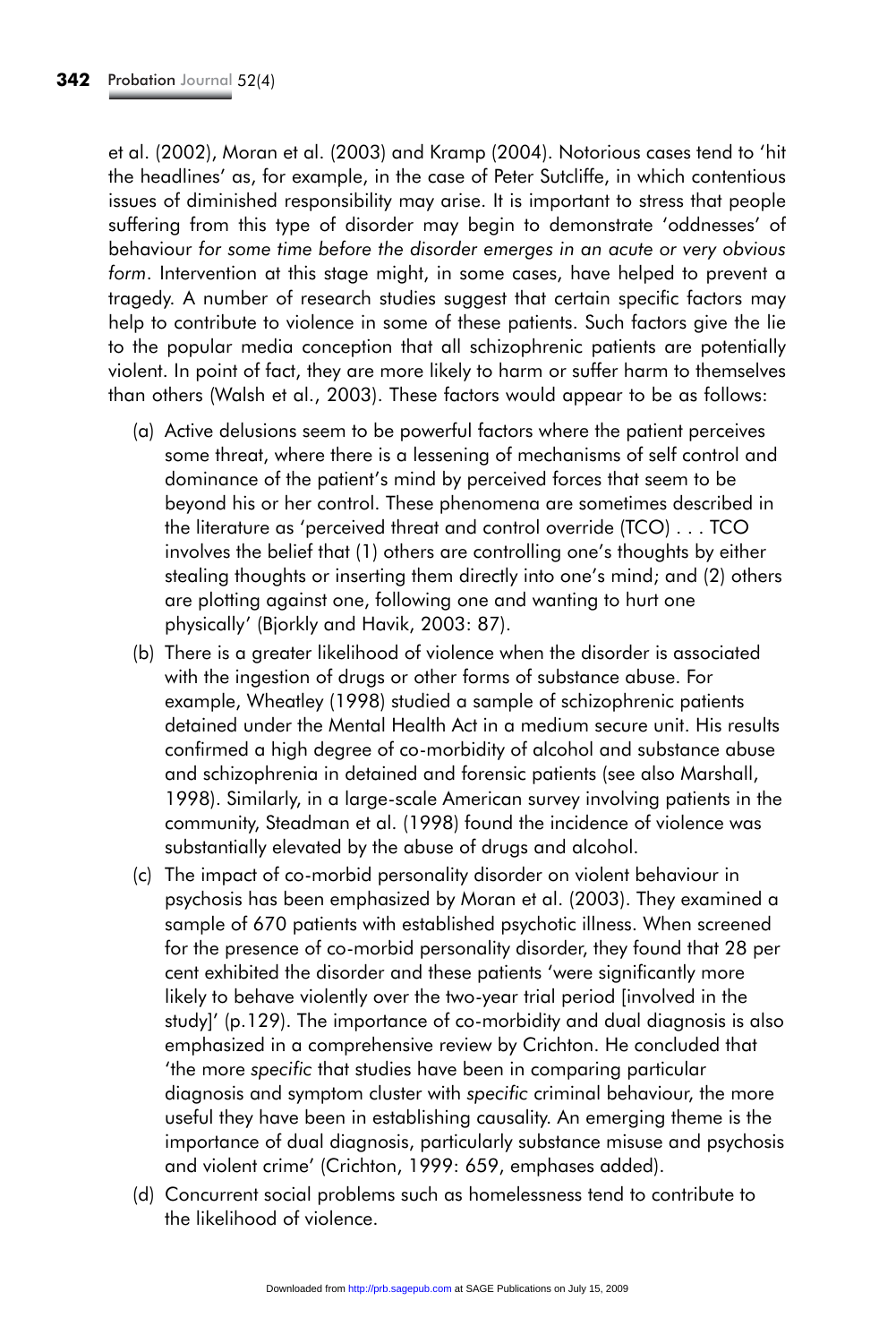et al. (2002), Moran et al. (2003) and Kramp (2004). Notorious cases tend to 'hit the headlines' as, for example, in the case of Peter Sutcliffe, in which contentious issues of diminished responsibility may arise. It is important to stress that people suffering from this type of disorder may begin to demonstrate 'oddnesses' of behaviour *for some time before the disorder emerges in an acute or very obvious form*. Intervention at this stage might, in some cases, have helped to prevent a tragedy. A number of research studies suggest that certain specific factors may help to contribute to violence in some of these patients. Such factors give the lie to the popular media conception that all schizophrenic patients are potentially violent. In point of fact, they are more likely to harm or suffer harm to themselves than others (Walsh et al., 2003). These factors would appear to be as follows:

(a) Active delusions seem to be powerful factors where the patient perceives some threat, where there is a lessening of mechanisms of self control and dominance of the patient's mind by perceived forces that seem to be beyond his or her control. These phenomena are sometimes described in the literature as 'perceived threat and control override (TCO) . . . TCO involves the belief that (1) others are controlling one's thoughts by either stealing thoughts or inserting them directly into one's mind; and (2) others are plotting against one, following one and wanting to hurt one physically' (Bjorkly and Havik, 2003: 87).

(b) There is a greater likelihood of violence when the disorder is associated with the ingestion of drugs or other forms of substance abuse. For example, Wheatley (1998) studied a sample of schizophrenic patients detained under the Mental Health Act in a medium secure unit. His results confirmed a high degree of co-morbidity of alcohol and substance abuse and schizophrenia in detained and forensic patients (see also Marshall, 1998). Similarly, in a large-scale American survey involving patients in the community, Steadman et al. (1998) found the incidence of violence was substantially elevated by the abuse of drugs and alcohol.

(c) The impact of co-morbid personality disorder on violent behaviour in psychosis has been emphasized by Moran et al. (2003). They examined a sample of 670 patients with established psychotic illness. When screened for the presence of co-morbid personality disorder, they found that 28 per cent exhibited the disorder and these patients 'were significantly more likely to behave violently over the two-year trial period [involved in the study]' (p.129). The importance of co-morbidity and dual diagnosis is also emphasized in a comprehensive review by Crichton. He concluded that 'the more *specific* that studies have been in comparing particular diagnosis and symptom cluster with *specific* criminal behaviour, the more useful they have been in establishing causality. An emerging theme is the importance of dual diagnosis, particularly substance misuse and psychosis and violent crime' (Crichton, 1999: 659, emphases added).

(d) Concurrent social problems such as homelessness tend to contribute to the likelihood of violence.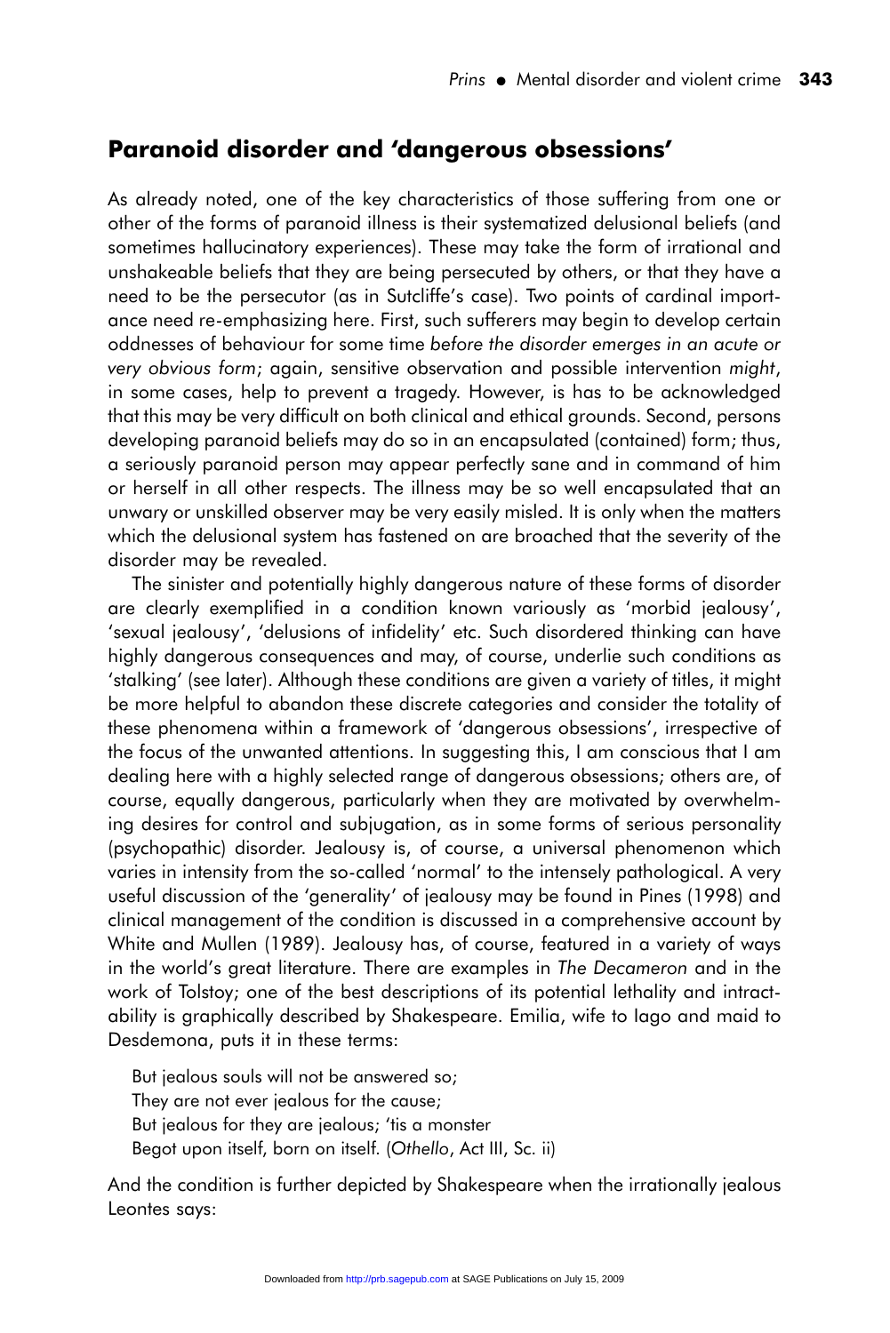## Paranoid disorder and 'dangerous obsessions'

As already noted, one of the key characteristics of those suffering from one or other of the forms of paranoid illness is their systematized delusional beliefs (and sometimes hallucinatory experiences). These may take the form of irrational and unshakeable beliefs that they are being persecuted by others, or that they have a need to be the persecutor (as in Sutcliffe's case). Two points of cardinal importance need re-emphasizing here. First, such sufferers may begin to develop certain oddnesses of behaviour for some time *before the disorder emerges in an acute or very obvious form*; again, sensitive observation and possible intervention *might*, in some cases, help to prevent a tragedy. However, is has to be acknowledged that this may be very difficult on both clinical and ethical grounds. Second, persons developing paranoid beliefs may do so in an encapsulated (contained) form; thus, a seriously paranoid person may appear perfectly sane and in command of him or herself in all other respects. The illness may be so well encapsulated that an unwary or unskilled observer may be very easily misled. It is only when the matters which the delusional system has fastened on are broached that the severity of the disorder may be revealed.

The sinister and potentially highly dangerous nature of these forms of disorder are clearly exemplified in a condition known variously as 'morbid jealousy', 'sexual jealousy', 'delusions of infidelity' etc. Such disordered thinking can have highly dangerous consequences and may, of course, underlie such conditions as 'stalking' (see later). Although these conditions are given a variety of titles, it might be more helpful to abandon these discrete categories and consider the totality of these phenomena within a framework of 'dangerous obsessions', irrespective of the focus of the unwanted attentions. In suggesting this, I am conscious that I am dealing here with a highly selected range of dangerous obsessions; others are, of course, equally dangerous, particularly when they are motivated by overwhelming desires for control and subjugation, as in some forms of serious personality (psychopathic) disorder. Jealousy is, of course, a universal phenomenon which varies in intensity from the so-called 'normal' to the intensely pathological. A very useful discussion of the 'generality' of jealousy may be found in Pines (1998) and clinical management of the condition is discussed in a comprehensive account by White and Mullen (1989). Jealousy has, of course, featured in a variety of ways in the world's great literature. There are examples in *The Decameron* and in the work of Tolstoy; one of the best descriptions of its potential lethality and intractability is graphically described by Shakespeare. Emilia, wife to Iago and maid to Desdemona, puts it in these terms:

> But jealous souls will not be answered so;
> They are not ever jealous for the cause;
> But jealous for they are jealous; 'tis a monster
> Begot upon itself, born on itself. (*Othello*, Act III, Sc. ii)

And the condition is further depicted by Shakespeare when the irrationally jealous Leontes says: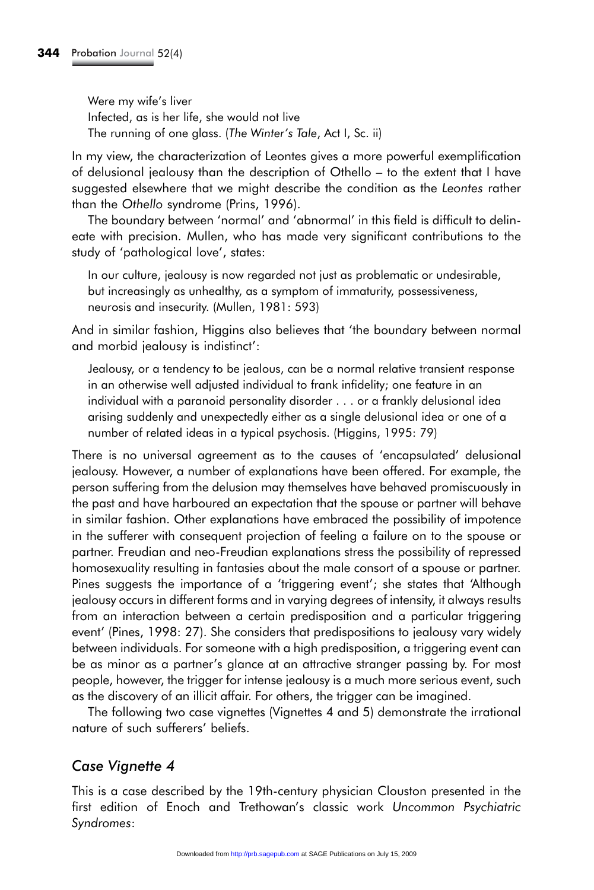> Were my wife's liver
> Infected, as is her life, she would not live
> The running of one glass. (*The Winter's Tale*, Act I, Sc. ii)

In my view, the characterization of Leontes gives a more powerful exemplification of delusional jealousy than the description of Othello – to the extent that I have suggested elsewhere that we might describe the condition as the *Leontes* rather than the *Othello* syndrome (Prins, 1996).

The boundary between 'normal' and 'abnormal' in this field is difficult to delineate with precision. Mullen, who has made very significant contributions to the study of 'pathological love', states:

> In our culture, jealousy is now regarded not just as problematic or undesirable, but increasingly as unhealthy, as a symptom of immaturity, possessiveness, neurosis and insecurity. (Mullen, 1981: 593)

And in similar fashion, Higgins also believes that 'the boundary between normal and morbid jealousy is indistinct':

> Jealousy, or a tendency to be jealous, can be a normal relative transient response in an otherwise well adjusted individual to frank infidelity; one feature in an individual with a paranoid personality disorder . . . or a frankly delusional idea arising suddenly and unexpectedly either as a single delusional idea or one of a number of related ideas in a typical psychosis. (Higgins, 1995: 79)

There is no universal agreement as to the causes of 'encapsulated' delusional jealousy. However, a number of explanations have been offered. For example, the person suffering from the delusion may themselves have behaved promiscuously in the past and have harboured an expectation that the spouse or partner will behave in similar fashion. Other explanations have embraced the possibility of impotence in the sufferer with consequent projection of feeling a failure on to the spouse or partner. Freudian and neo-Freudian explanations stress the possibility of repressed homosexuality resulting in fantasies about the male consort of a spouse or partner. Pines suggests the importance of a 'triggering event'; she states that 'Although jealousy occurs in different forms and in varying degrees of intensity, it always results from an interaction between a certain predisposition and a particular triggering event' (Pines, 1998: 27). She considers that predispositions to jealousy vary widely between individuals. For someone with a high predisposition, a triggering event can be as minor as a partner's glance at an attractive stranger passing by. For most people, however, the trigger for intense jealousy is a much more serious event, such as the discovery of an illicit affair. For others, the trigger can be imagined.

The following two case vignettes (Vignettes 4 and 5) demonstrate the irrational nature of such sufferers' beliefs.

## *Case Vignette 4*

This is a case described by the 19th-century physician Clouston presented in the first edition of Enoch and Trethowan's classic work *Uncommon Psychiatric Syndromes*: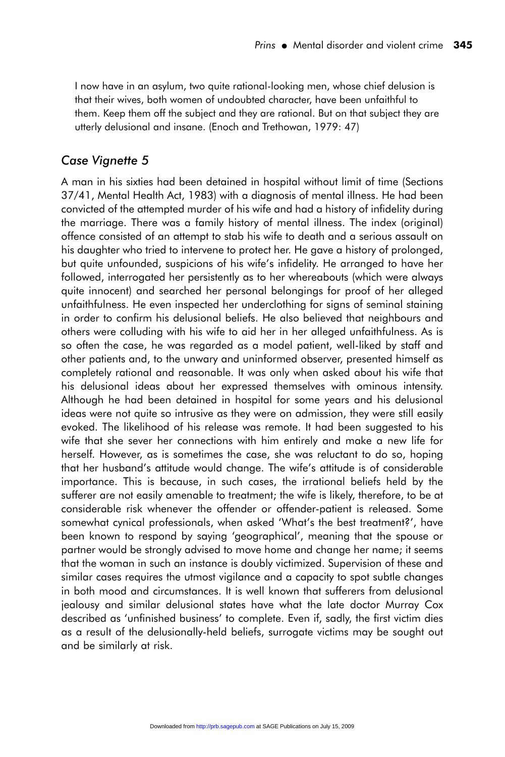> I now have in an asylum, two quite rational-looking men, whose chief delusion is that their wives, both women of undoubted character, have been unfaithful to them. Keep them off the subject and they are rational. But on that subject they are utterly delusional and insane. (Enoch and Trethowan, 1979: 47)

## *Case Vignette 5*

A man in his sixties had been detained in hospital without limit of time (Sections 37/41, Mental Health Act, 1983) with a diagnosis of mental illness. He had been convicted of the attempted murder of his wife and had a history of infidelity during the marriage. There was a family history of mental illness. The index (original) offence consisted of an attempt to stab his wife to death and a serious assault on his daughter who tried to intervene to protect her. He gave a history of prolonged, but quite unfounded, suspicions of his wife's infidelity. He arranged to have her followed, interrogated her persistently as to her whereabouts (which were always quite innocent) and searched her personal belongings for proof of her alleged unfaithfulness. He even inspected her underclothing for signs of seminal staining in order to confirm his delusional beliefs. He also believed that neighbours and others were colluding with his wife to aid her in her alleged unfaithfulness. As is so often the case, he was regarded as a model patient, well-liked by staff and other patients and, to the unwary and uninformed observer, presented himself as completely rational and reasonable. It was only when asked about his wife that his delusional ideas about her expressed themselves with ominous intensity. Although he had been detained in hospital for some years and his delusional ideas were not quite so intrusive as they were on admission, they were still easily evoked. The likelihood of his release was remote. It had been suggested to his wife that she sever her connections with him entirely and make a new life for herself. However, as is sometimes the case, she was reluctant to do so, hoping that her husband's attitude would change. The wife's attitude is of considerable importance. This is because, in such cases, the irrational beliefs held by the sufferer are not easily amenable to treatment; the wife is likely, therefore, to be at considerable risk whenever the offender or offender-patient is released. Some somewhat cynical professionals, when asked 'What's the best treatment?', have been known to respond by saying 'geographical', meaning that the spouse or partner would be strongly advised to move home and change her name; it seems that the woman in such an instance is doubly victimized. Supervision of these and similar cases requires the utmost vigilance and a capacity to spot subtle changes in both mood and circumstances. It is well known that sufferers from delusional jealousy and similar delusional states have what the late doctor Murray Cox described as 'unfinished business' to complete. Even if, sadly, the first victim dies as a result of the delusionally-held beliefs, surrogate victims may be sought out and be similarly at risk.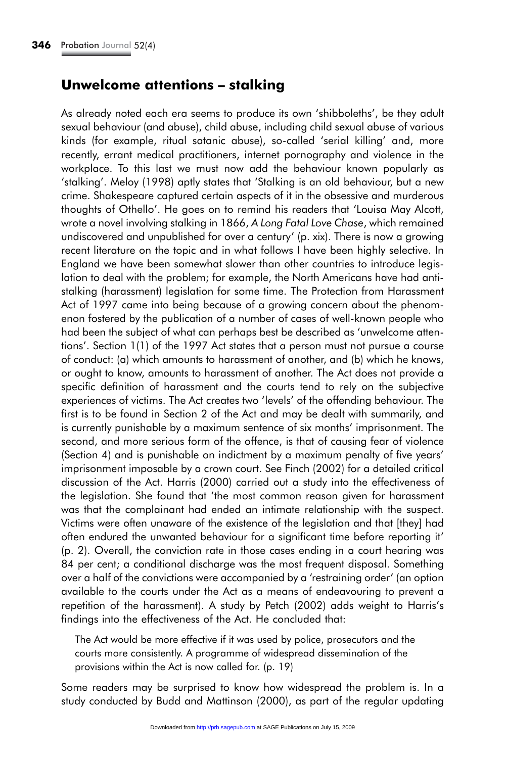## Unwelcome attentions – stalking

As already noted each era seems to produce its own 'shibboleths', be they adult sexual behaviour (and abuse), child abuse, including child sexual abuse of various kinds (for example, ritual satanic abuse), so-called 'serial killing' and, more recently, errant medical practitioners, internet pornography and violence in the workplace. To this last we must now add the behaviour known popularly as 'stalking'. Meloy (1998) aptly states that 'Stalking is an old behaviour, but a new crime. Shakespeare captured certain aspects of it in the obsessive and murderous thoughts of Othello'. He goes on to remind his readers that 'Louisa May Alcott, wrote a novel involving stalking in 1866, *A Long Fatal Love Chase*, which remained undiscovered and unpublished for over a century' (p. xix). There is now a growing recent literature on the topic and in what follows I have been highly selective. In England we have been somewhat slower than other countries to introduce legislation to deal with the problem; for example, the North Americans have had anti-stalking (harassment) legislation for some time. The Protection from Harassment Act of 1997 came into being because of a growing concern about the phenomenon fostered by the publication of a number of cases of well-known people who had been the subject of what can perhaps best be described as 'unwelcome attentions'. Section 1(1) of the 1997 Act states that a person must not pursue a course of conduct: (a) which amounts to harassment of another, and (b) which he knows, or ought to know, amounts to harassment of another. The Act does not provide a specific definition of harassment and the courts tend to rely on the subjective experiences of victims. The Act creates two 'levels' of the offending behaviour. The first is to be found in Section 2 of the Act and may be dealt with summarily, and is currently punishable by a maximum sentence of six months' imprisonment. The second, and more serious form of the offence, is that of causing fear of violence (Section 4) and is punishable on indictment by a maximum penalty of five years' imprisonment imposable by a crown court. See Finch (2002) for a detailed critical discussion of the Act. Harris (2000) carried out a study into the effectiveness of the legislation. She found that 'the most common reason given for harassment was that the complainant had ended an intimate relationship with the suspect. Victims were often unaware of the existence of the legislation and that [they] had often endured the unwanted behaviour for a significant time before reporting it' (p. 2). Overall, the conviction rate in those cases ending in a court hearing was 84 per cent; a conditional discharge was the most frequent disposal. Something over a half of the convictions were accompanied by a 'restraining order' (an option available to the courts under the Act as a means of endeavouring to prevent a repetition of the harassment). A study by Petch (2002) adds weight to Harris's findings into the effectiveness of the Act. He concluded that:

> The Act would be more effective if it was used by police, prosecutors and the courts more consistently. A programme of widespread dissemination of the provisions within the Act is now called for. (p. 19)

Some readers may be surprised to know how widespread the problem is. In a study conducted by Budd and Mattinson (2000), as part of the regular updating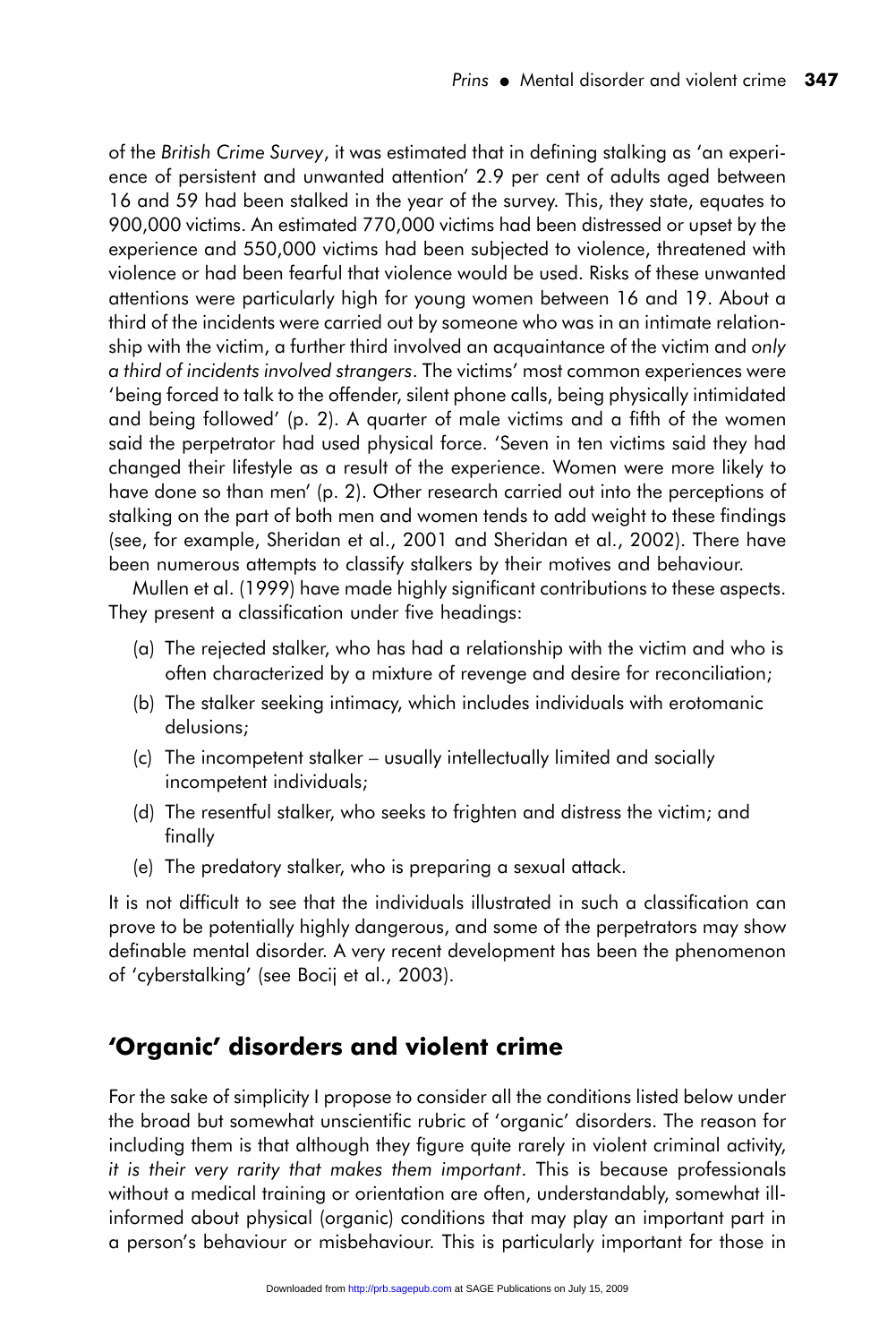of the *British Crime Survey*, it was estimated that in defining stalking as 'an experience of persistent and unwanted attention' 2.9 per cent of adults aged between 16 and 59 had been stalked in the year of the survey. This, they state, equates to 900,000 victims. An estimated 770,000 victims had been distressed or upset by the experience and 550,000 victims had been subjected to violence, threatened with violence or had been fearful that violence would be used. Risks of these unwanted attentions were particularly high for young women between 16 and 19. About a third of the incidents were carried out by someone who was in an intimate relationship with the victim, a further third involved an acquaintance of the victim and *only a third of incidents involved strangers*. The victims' most common experiences were 'being forced to talk to the offender, silent phone calls, being physically intimidated and being followed' (p. 2). A quarter of male victims and a fifth of the women said the perpetrator had used physical force. 'Seven in ten victims said they had changed their lifestyle as a result of the experience. Women were more likely to have done so than men' (p. 2). Other research carried out into the perceptions of stalking on the part of both men and women tends to add weight to these findings (see, for example, Sheridan et al., 2001 and Sheridan et al., 2002). There have been numerous attempts to classify stalkers by their motives and behaviour.

Mullen et al. (1999) have made highly significant contributions to these aspects. They present a classification under five headings:

(a) The rejected stalker, who has had a relationship with the victim and who is often characterized by a mixture of revenge and desire for reconciliation;

(b) The stalker seeking intimacy, which includes individuals with erotomanic delusions;

(c) The incompetent stalker – usually intellectually limited and socially incompetent individuals;

(d) The resentful stalker, who seeks to frighten and distress the victim; and finally

(e) The predatory stalker, who is preparing a sexual attack.

It is not difficult to see that the individuals illustrated in such a classification can prove to be potentially highly dangerous, and some of the perpetrators may show definable mental disorder. A very recent development has been the phenomenon of 'cyberstalking' (see Bocij et al., 2003).

## 'Organic' disorders and violent crime

For the sake of simplicity I propose to consider all the conditions listed below under the broad but somewhat unscientific rubric of 'organic' disorders. The reason for including them is that although they figure quite rarely in violent criminal activity, *it is their very rarity that makes them important*. This is because professionals without a medical training or orientation are often, understandably, somewhat ill-informed about physical (organic) conditions that may play an important part in a person's behaviour or misbehaviour. This is particularly important for those in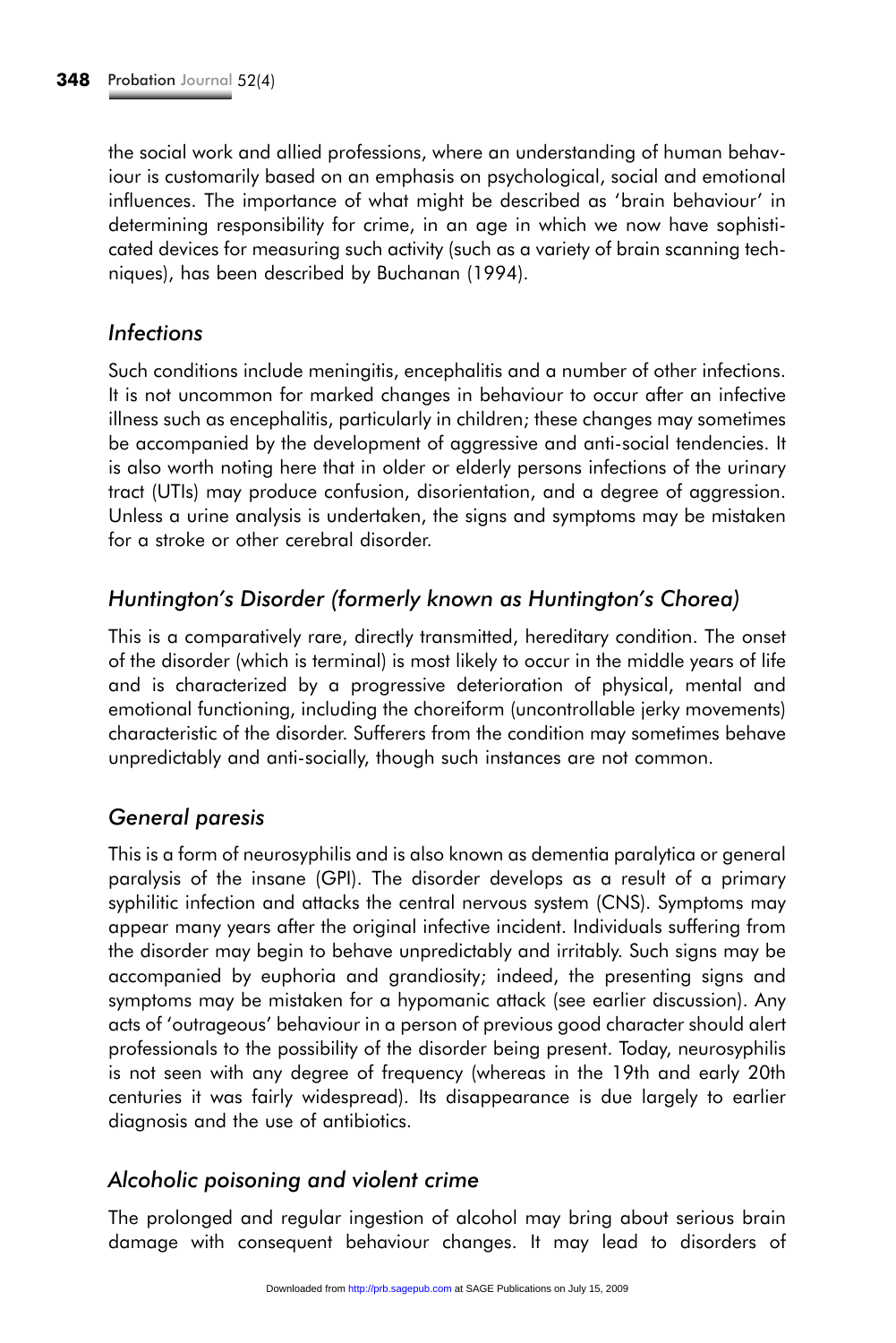the social work and allied professions, where an understanding of human behaviour is customarily based on an emphasis on psychological, social and emotional influences. The importance of what might be described as 'brain behaviour' in determining responsibility for crime, in an age in which we now have sophisticated devices for measuring such activity (such as a variety of brain scanning techniques), has been described by Buchanan (1994).

### *Infections*

Such conditions include meningitis, encephalitis and a number of other infections. It is not uncommon for marked changes in behaviour to occur after an infective illness such as encephalitis, particularly in children; these changes may sometimes be accompanied by the development of aggressive and anti-social tendencies. It is also worth noting here that in older or elderly persons infections of the urinary tract (UTIs) may produce confusion, disorientation, and a degree of aggression. Unless a urine analysis is undertaken, the signs and symptoms may be mistaken for a stroke or other cerebral disorder.

### *Huntington's Disorder (formerly known as Huntington's Chorea)*

This is a comparatively rare, directly transmitted, hereditary condition. The onset of the disorder (which is terminal) is most likely to occur in the middle years of life and is characterized by a progressive deterioration of physical, mental and emotional functioning, including the choreiform (uncontrollable jerky movements) characteristic of the disorder. Sufferers from the condition may sometimes behave unpredictably and anti-socially, though such instances are not common.

### *General paresis*

This is a form of neurosyphilis and is also known as dementia paralytica or general paralysis of the insane (GPI). The disorder develops as a result of a primary syphilitic infection and attacks the central nervous system (CNS). Symptoms may appear many years after the original infective incident. Individuals suffering from the disorder may begin to behave unpredictably and irritably. Such signs may be accompanied by euphoria and grandiosity; indeed, the presenting signs and symptoms may be mistaken for a hypomanic attack (see earlier discussion). Any acts of 'outrageous' behaviour in a person of previous good character should alert professionals to the possibility of the disorder being present. Today, neurosyphilis is not seen with any degree of frequency (whereas in the 19th and early 20th centuries it was fairly widespread). Its disappearance is due largely to earlier diagnosis and the use of antibiotics.

### *Alcoholic poisoning and violent crime*

The prolonged and regular ingestion of alcohol may bring about serious brain damage with consequent behaviour changes. It may lead to disorders of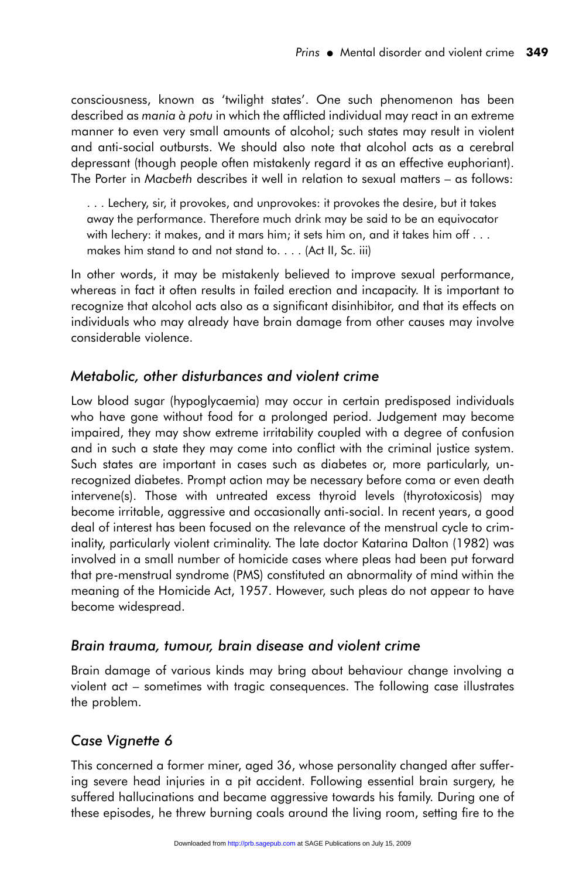consciousness, known as 'twilight states'. One such phenomenon has been described as *mania à potu* in which the afflicted individual may react in an extreme manner to even very small amounts of alcohol; such states may result in violent and anti-social outbursts. We should also note that alcohol acts as a cerebral depressant (though people often mistakenly regard it as an effective euphoriant). The Porter in *Macbeth* describes it well in relation to sexual matters – as follows:

> . . . Lechery, sir, it provokes, and unprovokes: it provokes the desire, but it takes away the performance. Therefore much drink may be said to be an equivocator with lechery: it makes, and it mars him; it sets him on, and it takes him off . . . makes him stand to and not stand to. . . . (Act II, Sc. iii)

In other words, it may be mistakenly believed to improve sexual performance, whereas in fact it often results in failed erection and incapacity. It is important to recognize that alcohol acts also as a significant disinhibitor, and that its effects on individuals who may already have brain damage from other causes may involve considerable violence.

## *Metabolic, other disturbances and violent crime*

Low blood sugar (hypoglycaemia) may occur in certain predisposed individuals who have gone without food for a prolonged period. Judgement may become impaired, they may show extreme irritability coupled with a degree of confusion and in such a state they may come into conflict with the criminal justice system. Such states are important in cases such as diabetes or, more particularly, unrecognized diabetes. Prompt action may be necessary before coma or even death intervene(s). Those with untreated excess thyroid levels (thyrotoxicosis) may become irritable, aggressive and occasionally anti-social. In recent years, a good deal of interest has been focused on the relevance of the menstrual cycle to criminality, particularly violent criminality. The late doctor Katarina Dalton (1982) was involved in a small number of homicide cases where pleas had been put forward that pre-menstrual syndrome (PMS) constituted an abnormality of mind within the meaning of the Homicide Act, 1957. However, such pleas do not appear to have become widespread.

## *Brain trauma, tumour, brain disease and violent crime*

Brain damage of various kinds may bring about behaviour change involving a violent act – sometimes with tragic consequences. The following case illustrates the problem.

## *Case Vignette 6*

This concerned a former miner, aged 36, whose personality changed after suffering severe head injuries in a pit accident. Following essential brain surgery, he suffered hallucinations and became aggressive towards his family. During one of these episodes, he threw burning coals around the living room, setting fire to the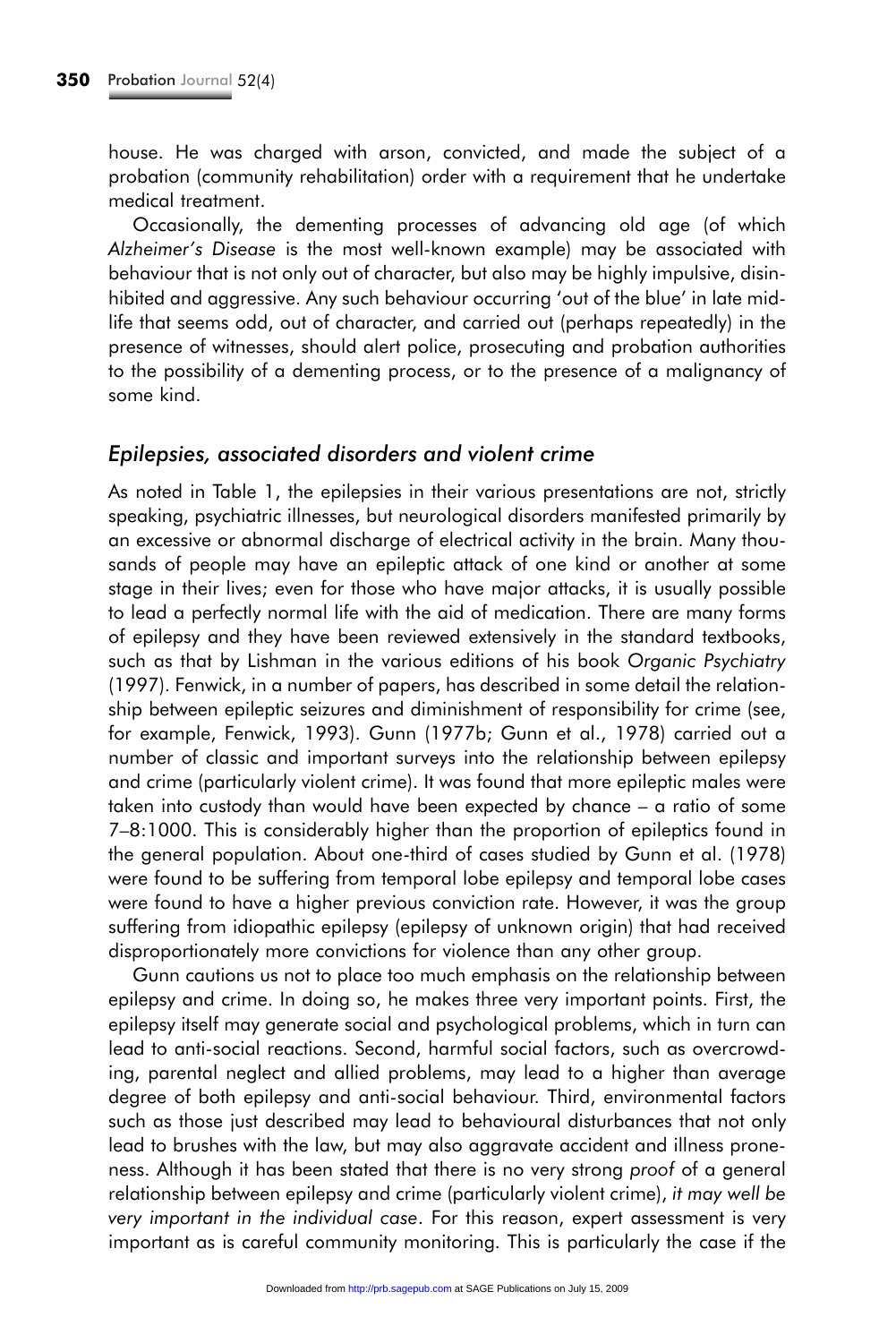house. He was charged with arson, convicted, and made the subject of a probation (community rehabilitation) order with a requirement that he undertake medical treatment.

Occasionally, the dementing processes of advancing old age (of which *Alzheimer's Disease* is the most well-known example) may be associated with behaviour that is not only out of character, but also may be highly impulsive, disinhibited and aggressive. Any such behaviour occurring 'out of the blue' in late mid-life that seems odd, out of character, and carried out (perhaps repeatedly) in the presence of witnesses, should alert police, prosecuting and probation authorities to the possibility of a dementing process, or to the presence of a malignancy of some kind.

## *Epilepsies, associated disorders and violent crime*

As noted in Table 1, the epilepsies in their various presentations are not, strictly speaking, psychiatric illnesses, but neurological disorders manifested primarily by an excessive or abnormal discharge of electrical activity in the brain. Many thousands of people may have an epileptic attack of one kind or another at some stage in their lives; even for those who have major attacks, it is usually possible to lead a perfectly normal life with the aid of medication. There are many forms of epilepsy and they have been reviewed extensively in the standard textbooks, such as that by Lishman in the various editions of his book *Organic Psychiatry* (1997). Fenwick, in a number of papers, has described in some detail the relationship between epileptic seizures and diminishment of responsibility for crime (see, for example, Fenwick, 1993). Gunn (1977b; Gunn et al., 1978) carried out a number of classic and important surveys into the relationship between epilepsy and crime (particularly violent crime). It was found that more epileptic males were taken into custody than would have been expected by chance – a ratio of some 7–8:1000. This is considerably higher than the proportion of epileptics found in the general population. About one-third of cases studied by Gunn et al. (1978) were found to be suffering from temporal lobe epilepsy and temporal lobe cases were found to have a higher previous conviction rate. However, it was the group suffering from idiopathic epilepsy (epilepsy of unknown origin) that had received disproportionately more convictions for violence than any other group.

Gunn cautions us not to place too much emphasis on the relationship between epilepsy and crime. In doing so, he makes three very important points. First, the epilepsy itself may generate social and psychological problems, which in turn can lead to anti-social reactions. Second, harmful social factors, such as overcrowding, parental neglect and allied problems, may lead to a higher than average degree of both epilepsy and anti-social behaviour. Third, environmental factors such as those just described may lead to behavioural disturbances that not only lead to brushes with the law, but may also aggravate accident and illness proneness. Although it has been stated that there is no very strong *proof* of a general relationship between epilepsy and crime (particularly violent crime), *it may well be very important in the individual case*. For this reason, expert assessment is very important as is careful community monitoring. This is particularly the case if the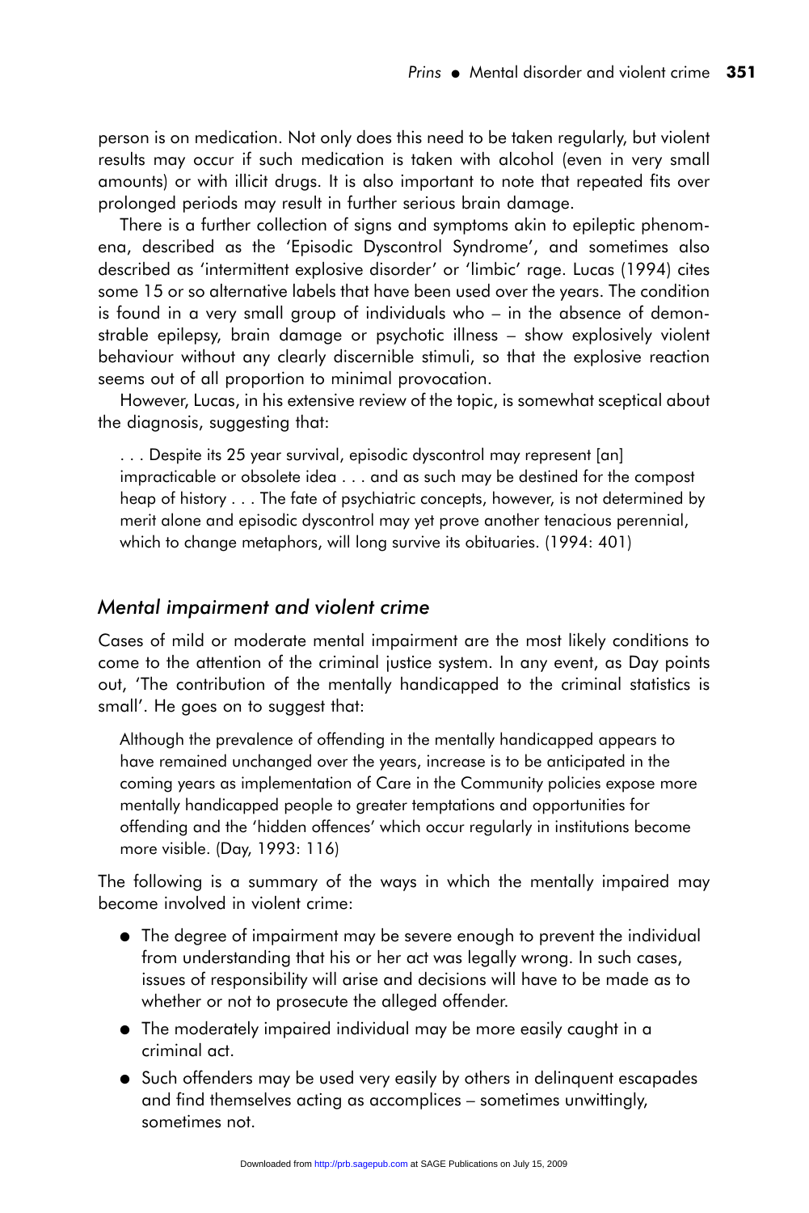person is on medication. Not only does this need to be taken regularly, but violent results may occur if such medication is taken with alcohol (even in very small amounts) or with illicit drugs. It is also important to note that repeated fits over prolonged periods may result in further serious brain damage.

There is a further collection of signs and symptoms akin to epileptic phenomena, described as the 'Episodic Dyscontrol Syndrome', and sometimes also described as 'intermittent explosive disorder' or 'limbic' rage. Lucas (1994) cites some 15 or so alternative labels that have been used over the years. The condition is found in a very small group of individuals who – in the absence of demonstrable epilepsy, brain damage or psychotic illness – show explosively violent behaviour without any clearly discernible stimuli, so that the explosive reaction seems out of all proportion to minimal provocation.

However, Lucas, in his extensive review of the topic, is somewhat sceptical about the diagnosis, suggesting that:

> . . . Despite its 25 year survival, episodic dyscontrol may represent [an] impracticable or obsolete idea . . . and as such may be destined for the compost heap of history . . . The fate of psychiatric concepts, however, is not determined by merit alone and episodic dyscontrol may yet prove another tenacious perennial, which to change metaphors, will long survive its obituaries. (1994: 401)

## *Mental impairment and violent crime*

Cases of mild or moderate mental impairment are the most likely conditions to come to the attention of the criminal justice system. In any event, as Day points out, 'The contribution of the mentally handicapped to the criminal statistics is small'. He goes on to suggest that:

> Although the prevalence of offending in the mentally handicapped appears to have remained unchanged over the years, increase is to be anticipated in the coming years as implementation of Care in the Community policies expose more mentally handicapped people to greater temptations and opportunities for offending and the 'hidden offences' which occur regularly in institutions become more visible. (Day, 1993: 116)

The following is a summary of the ways in which the mentally impaired may become involved in violent crime:

- The degree of impairment may be severe enough to prevent the individual from understanding that his or her act was legally wrong. In such cases, issues of responsibility will arise and decisions will have to be made as to whether or not to prosecute the alleged offender.
- The moderately impaired individual may be more easily caught in a criminal act.
- Such offenders may be used very easily by others in delinquent escapades and find themselves acting as accomplices – sometimes unwittingly, sometimes not.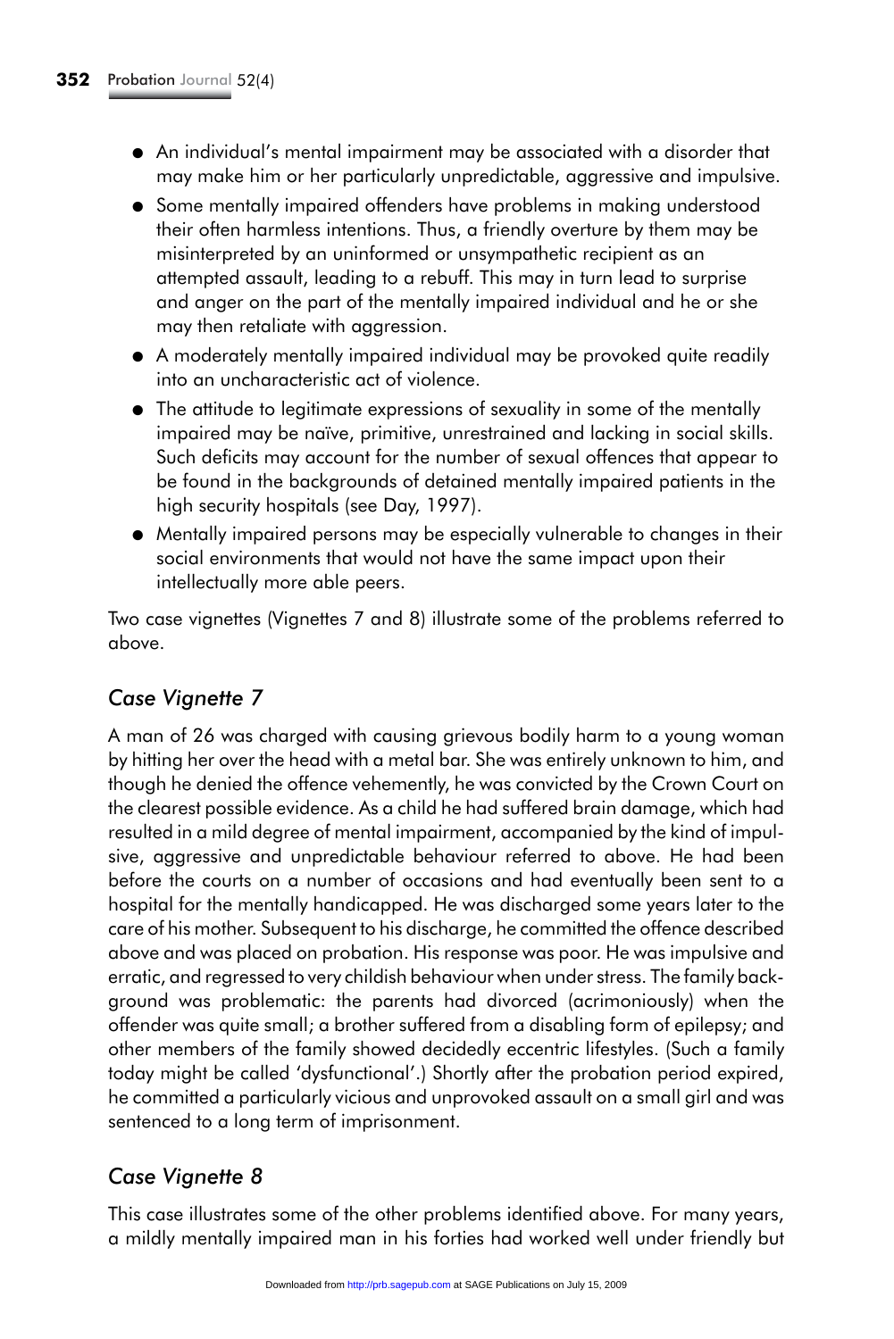- An individual's mental impairment may be associated with a disorder that may make him or her particularly unpredictable, aggressive and impulsive.
- Some mentally impaired offenders have problems in making understood their often harmless intentions. Thus, a friendly overture by them may be misinterpreted by an uninformed or unsympathetic recipient as an attempted assault, leading to a rebuff. This may in turn lead to surprise and anger on the part of the mentally impaired individual and he or she may then retaliate with aggression.
- A moderately mentally impaired individual may be provoked quite readily into an uncharacteristic act of violence.
- The attitude to legitimate expressions of sexuality in some of the mentally impaired may be naïve, primitive, unrestrained and lacking in social skills. Such deficits may account for the number of sexual offences that appear to be found in the backgrounds of detained mentally impaired patients in the high security hospitals (see Day, 1997).
- Mentally impaired persons may be especially vulnerable to changes in their social environments that would not have the same impact upon their intellectually more able peers.

Two case vignettes (Vignettes 7 and 8) illustrate some of the problems referred to above.

## *Case Vignette 7*

A man of 26 was charged with causing grievous bodily harm to a young woman by hitting her over the head with a metal bar. She was entirely unknown to him, and though he denied the offence vehemently, he was convicted by the Crown Court on the clearest possible evidence. As a child he had suffered brain damage, which had resulted in a mild degree of mental impairment, accompanied by the kind of impulsive, aggressive and unpredictable behaviour referred to above. He had been before the courts on a number of occasions and had eventually been sent to a hospital for the mentally handicapped. He was discharged some years later to the care of his mother. Subsequent to his discharge, he committed the offence described above and was placed on probation. His response was poor. He was impulsive and erratic, and regressed to very childish behaviour when under stress. The family background was problematic: the parents had divorced (acrimoniously) when the offender was quite small; a brother suffered from a disabling form of epilepsy; and other members of the family showed decidedly eccentric lifestyles. (Such a family today might be called 'dysfunctional'.) Shortly after the probation period expired, he committed a particularly vicious and unprovoked assault on a small girl and was sentenced to a long term of imprisonment.

## *Case Vignette 8*

This case illustrates some of the other problems identified above. For many years, a mildly mentally impaired man in his forties had worked well under friendly but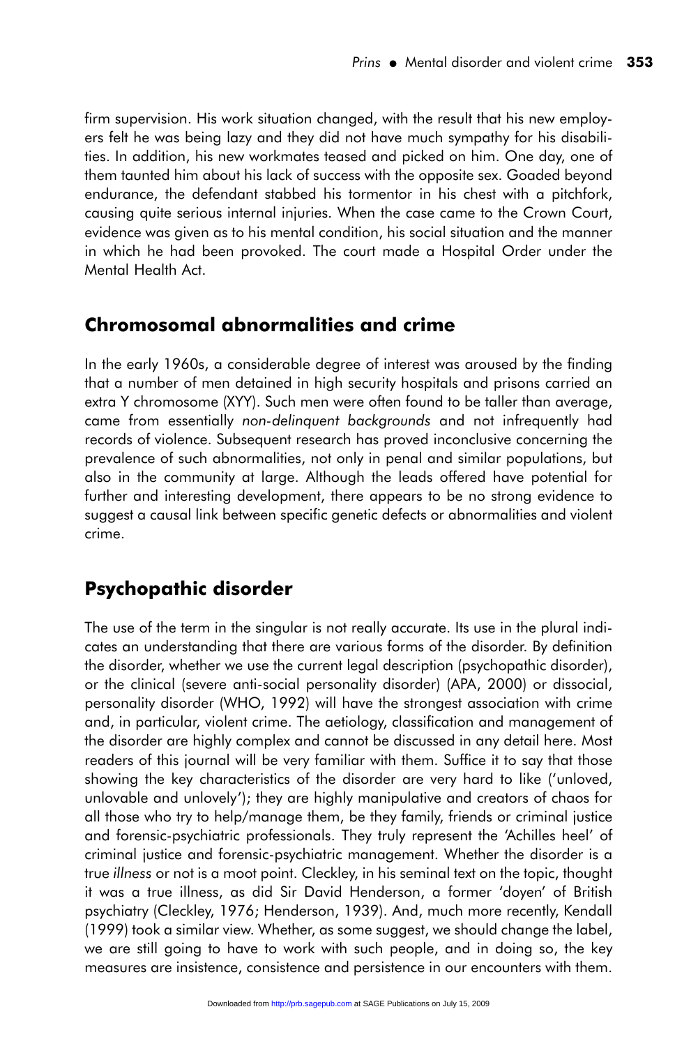firm supervision. His work situation changed, with the result that his new employers felt he was being lazy and they did not have much sympathy for his disabilities. In addition, his new workmates teased and picked on him. One day, one of them taunted him about his lack of success with the opposite sex. Goaded beyond endurance, the defendant stabbed his tormentor in his chest with a pitchfork, causing quite serious internal injuries. When the case came to the Crown Court, evidence was given as to his mental condition, his social situation and the manner in which he had been provoked. The court made a Hospital Order under the Mental Health Act.

## Chromosomal abnormalities and crime

In the early 1960s, a considerable degree of interest was aroused by the finding that a number of men detained in high security hospitals and prisons carried an extra Y chromosome (XYY). Such men were often found to be taller than average, came from essentially *non-delinquent backgrounds* and not infrequently had records of violence. Subsequent research has proved inconclusive concerning the prevalence of such abnormalities, not only in penal and similar populations, but also in the community at large. Although the leads offered have potential for further and interesting development, there appears to be no strong evidence to suggest a causal link between specific genetic defects or abnormalities and violent crime.

## Psychopathic disorder

The use of the term in the singular is not really accurate. Its use in the plural indicates an understanding that there are various forms of the disorder. By definition the disorder, whether we use the current legal description (psychopathic disorder), or the clinical (severe anti-social personality disorder) (APA, 2000) or dissocial, personality disorder (WHO, 1992) will have the strongest association with crime and, in particular, violent crime. The aetiology, classification and management of the disorder are highly complex and cannot be discussed in any detail here. Most readers of this journal will be very familiar with them. Suffice it to say that those showing the key characteristics of the disorder are very hard to like ('unloved, unlovable and unlovely'); they are highly manipulative and creators of chaos for all those who try to help/manage them, be they family, friends or criminal justice and forensic-psychiatric professionals. They truly represent the 'Achilles heel' of criminal justice and forensic-psychiatric management. Whether the disorder is a true *illness* or not is a moot point. Cleckley, in his seminal text on the topic, thought it was a true illness, as did Sir David Henderson, a former 'doyen' of British psychiatry (Cleckley, 1976; Henderson, 1939). And, much more recently, Kendall (1999) took a similar view. Whether, as some suggest, we should change the label, we are still going to have to work with such people, and in doing so, the key measures are insistence, consistence and persistence in our encounters with them.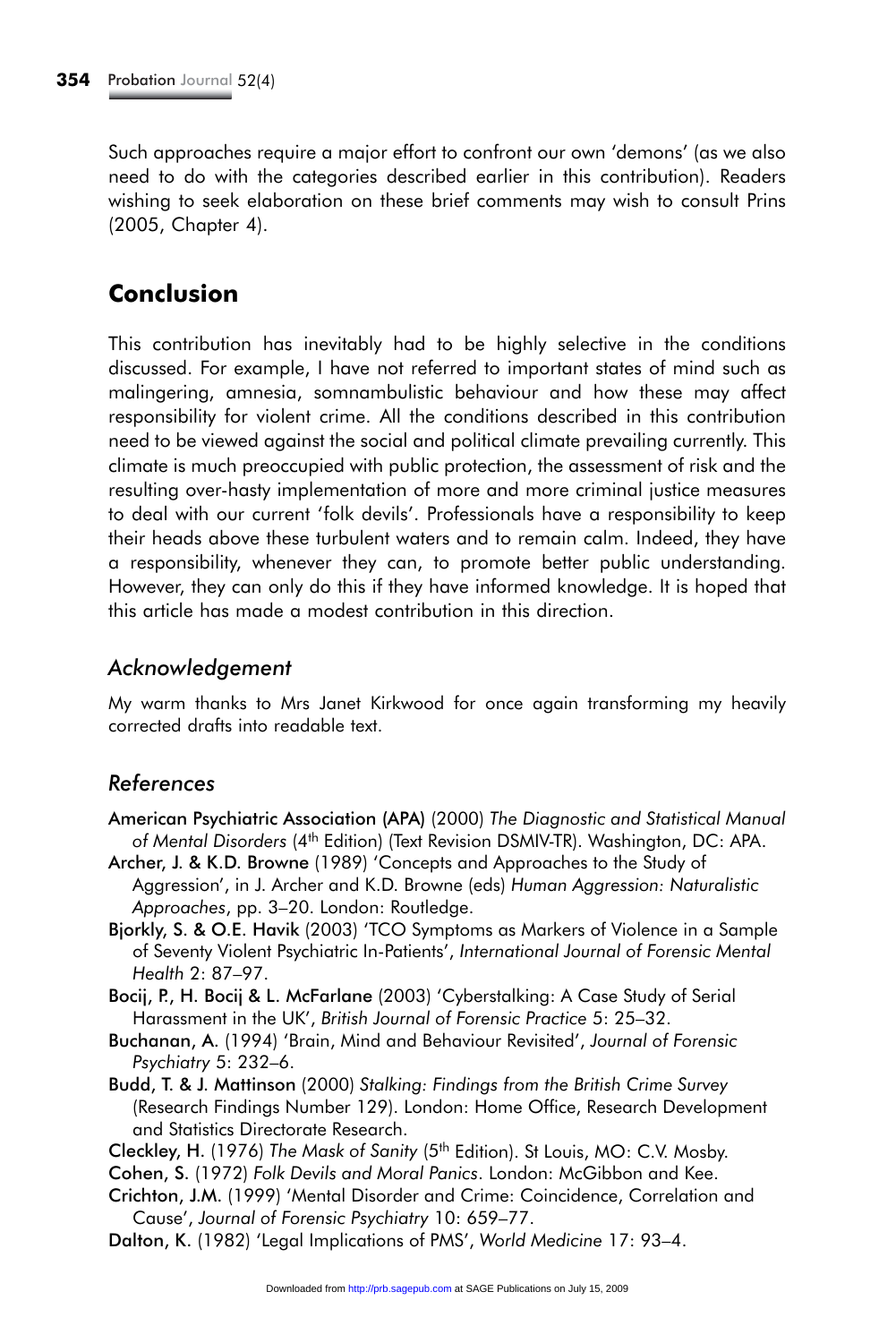Such approaches require a major effort to confront our own 'demons' (as we also need to do with the categories described earlier in this contribution). Readers wishing to seek elaboration on these brief comments may wish to consult Prins (2005, Chapter 4).

## Conclusion

This contribution has inevitably had to be highly selective in the conditions discussed. For example, I have not referred to important states of mind such as malingering, amnesia, somnambulistic behaviour and how these may affect responsibility for violent crime. All the conditions described in this contribution need to be viewed against the social and political climate prevailing currently. This climate is much preoccupied with public protection, the assessment of risk and the resulting over-hasty implementation of more and more criminal justice measures to deal with our current 'folk devils'. Professionals have a responsibility to keep their heads above these turbulent waters and to remain calm. Indeed, they have a responsibility, whenever they can, to promote better public understanding. However, they can only do this if they have informed knowledge. It is hoped that this article has made a modest contribution in this direction.

### *Acknowledgement*

My warm thanks to Mrs Janet Kirkwood for once again transforming my heavily corrected drafts into readable text.

### *References*

American Psychiatric Association (APA) (2000) *The Diagnostic and Statistical Manual of Mental Disorders* (4th Edition) (Text Revision DSMIV-TR). Washington, DC: APA.

Archer, J. & K.D. Browne (1989) 'Concepts and Approaches to the Study of Aggression', in J. Archer and K.D. Browne (eds) *Human Aggression: Naturalistic Approaches*, pp. 3–20. London: Routledge.

Bjorkly, S. & O.E. Havik (2003) 'TCO Symptoms as Markers of Violence in a Sample of Seventy Violent Psychiatric In-Patients', *International Journal of Forensic Mental Health* 2: 87–97.

Bocij, P., H. Bocij & L. McFarlane (2003) 'Cyberstalking: A Case Study of Serial Harassment in the UK', *British Journal of Forensic Practice* 5: 25–32.

Buchanan, A. (1994) 'Brain, Mind and Behaviour Revisited', *Journal of Forensic Psychiatry* 5: 232–6.

Budd, T. & J. Mattinson (2000) *Stalking: Findings from the British Crime Survey* (Research Findings Number 129). London: Home Office, Research Development and Statistics Directorate Research.

Cleckley, H. (1976) *The Mask of Sanity* (5th Edition). St Louis, MO: C.V. Mosby.

Cohen, S. (1972) *Folk Devils and Moral Panics*. London: McGibbon and Kee.

Crichton, J.M. (1999) 'Mental Disorder and Crime: Coincidence, Correlation and Cause', *Journal of Forensic Psychiatry* 10: 659–77.

Dalton, K. (1982) 'Legal Implications of PMS', *World Medicine* 17: 93–4.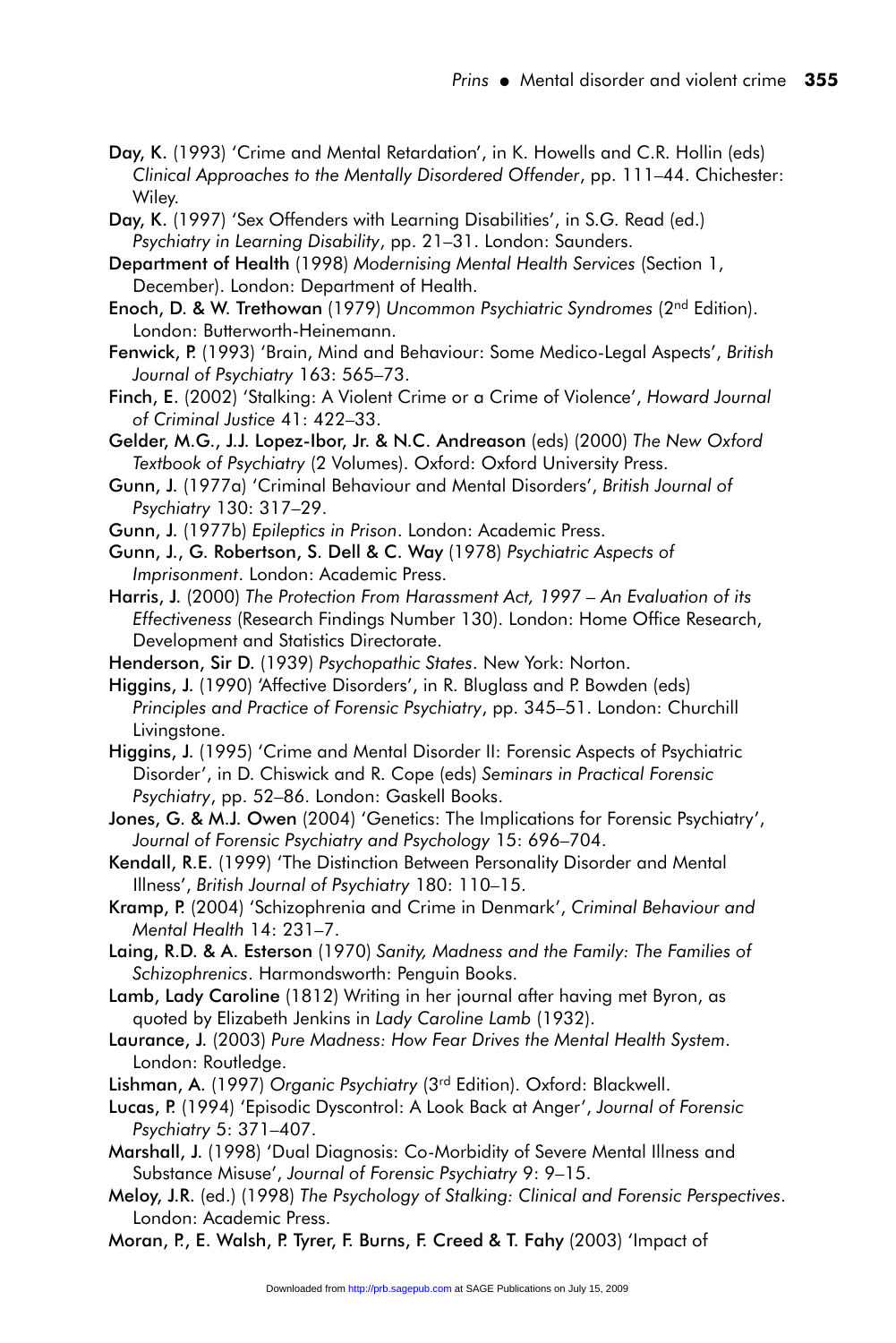**Day, K.** (1993) 'Crime and Mental Retardation', in K. Howells and C.R. Hollin (eds) *Clinical Approaches to the Mentally Disordered Offender*, pp. 111–44. Chichester: Wiley.

**Day, K.** (1997) 'Sex Offenders with Learning Disabilities', in S.G. Read (ed.) *Psychiatry in Learning Disability*, pp. 21–31. London: Saunders.

**Department of Health** (1998) *Modernising Mental Health Services* (Section 1, December). London: Department of Health.

**Enoch, D. & W. Trethowan** (1979) *Uncommon Psychiatric Syndromes* (2nd Edition). London: Butterworth-Heinemann.

**Fenwick, P.** (1993) 'Brain, Mind and Behaviour: Some Medico-Legal Aspects', *British Journal of Psychiatry* 163: 565–73.

**Finch, E.** (2002) 'Stalking: A Violent Crime or a Crime of Violence', *Howard Journal of Criminal Justice* 41: 422–33.

**Gelder, M.G., J.J. Lopez-Ibor, Jr. & N.C. Andreason** (eds) (2000) *The New Oxford Textbook of Psychiatry* (2 Volumes). Oxford: Oxford University Press.

**Gunn, J.** (1977a) 'Criminal Behaviour and Mental Disorders', *British Journal of Psychiatry* 130: 317–29.

**Gunn, J.** (1977b) *Epileptics in Prison*. London: Academic Press.

**Gunn, J., G. Robertson, S. Dell & C. Way** (1978) *Psychiatric Aspects of Imprisonment*. London: Academic Press.

**Harris, J.** (2000) *The Protection From Harassment Act, 1997 – An Evaluation of its Effectiveness* (Research Findings Number 130). London: Home Office Research, Development and Statistics Directorate.

**Henderson, Sir D.** (1939) *Psychopathic States*. New York: Norton.

**Higgins, J.** (1990) 'Affective Disorders', in R. Bluglass and P. Bowden (eds) *Principles and Practice of Forensic Psychiatry*, pp. 345–51. London: Churchill Livingstone.

**Higgins, J.** (1995) 'Crime and Mental Disorder II: Forensic Aspects of Psychiatric Disorder', in D. Chiswick and R. Cope (eds) *Seminars in Practical Forensic Psychiatry*, pp. 52–86. London: Gaskell Books.

**Jones, G. & M.J. Owen** (2004) 'Genetics: The Implications for Forensic Psychiatry', *Journal of Forensic Psychiatry and Psychology* 15: 696–704.

**Kendall, R.E.** (1999) 'The Distinction Between Personality Disorder and Mental Illness', *British Journal of Psychiatry* 180: 110–15.

**Kramp, P.** (2004) 'Schizophrenia and Crime in Denmark', *Criminal Behaviour and Mental Health* 14: 231–7.

**Laing, R.D. & A. Esterson** (1970) *Sanity, Madness and the Family: The Families of Schizophrenics*. Harmondsworth: Penguin Books.

**Lamb, Lady Caroline** (1812) Writing in her journal after having met Byron, as quoted by Elizabeth Jenkins in *Lady Caroline Lamb* (1932).

**Laurance, J.** (2003) *Pure Madness: How Fear Drives the Mental Health System*. London: Routledge.

**Lishman, A.** (1997) *Organic Psychiatry* (3rd Edition). Oxford: Blackwell.

**Lucas, P.** (1994) 'Episodic Dyscontrol: A Look Back at Anger', *Journal of Forensic Psychiatry* 5: 371–407.

**Marshall, J.** (1998) 'Dual Diagnosis: Co-Morbidity of Severe Mental Illness and Substance Misuse', *Journal of Forensic Psychiatry* 9: 9–15.

**Meloy, J.R.** (ed.) (1998) *The Psychology of Stalking: Clinical and Forensic Perspectives*. London: Academic Press.

**Moran, P., E. Walsh, P. Tyrer, F. Burns, F. Creed & T. Fahy** (2003) 'Impact of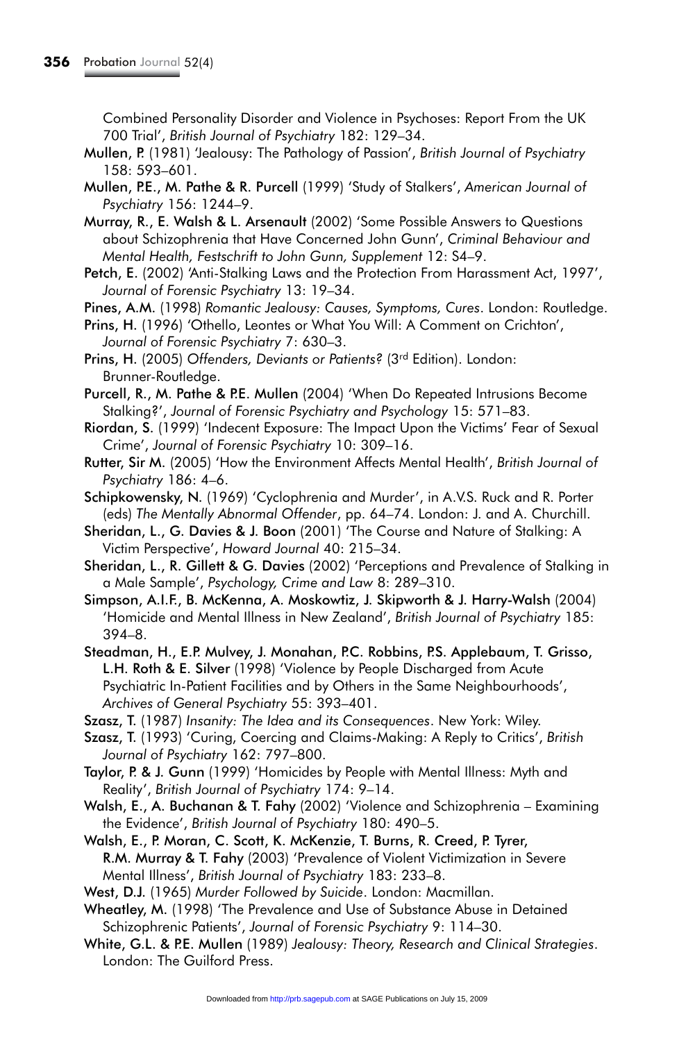Combined Personality Disorder and Violence in Psychoses: Report From the UK 700 Trial', *British Journal of Psychiatry* 182: 129–34.

Mullen, P. (1981) 'Jealousy: The Pathology of Passion', *British Journal of Psychiatry* 158: 593–601.

Mullen, P.E., M. Pathe & R. Purcell (1999) 'Study of Stalkers', *American Journal of Psychiatry* 156: 1244–9.

Murray, R., E. Walsh & L. Arsenault (2002) 'Some Possible Answers to Questions about Schizophrenia that Have Concerned John Gunn', *Criminal Behaviour and Mental Health, Festschrift to John Gunn, Supplement* 12: S4–9.

Petch, E. (2002) 'Anti-Stalking Laws and the Protection From Harassment Act, 1997', *Journal of Forensic Psychiatry* 13: 19–34.

Pines, A.M. (1998) *Romantic Jealousy: Causes, Symptoms, Cures*. London: Routledge.

Prins, H. (1996) 'Othello, Leontes or What You Will: A Comment on Crichton', *Journal of Forensic Psychiatry* 7: 630–3.

Prins, H. (2005) *Offenders, Deviants or Patients?* (3rd Edition). London: Brunner-Routledge.

Purcell, R., M. Pathe & P.E. Mullen (2004) 'When Do Repeated Intrusions Become Stalking?', *Journal of Forensic Psychiatry and Psychology* 15: 571–83.

Riordan, S. (1999) 'Indecent Exposure: The Impact Upon the Victims' Fear of Sexual Crime', *Journal of Forensic Psychiatry* 10: 309–16.

Rutter, Sir M. (2005) 'How the Environment Affects Mental Health', *British Journal of Psychiatry* 186: 4–6.

Schipkowensky, N. (1969) 'Cyclophrenia and Murder', in A.V.S. Ruck and R. Porter (eds) *The Mentally Abnormal Offender*, pp. 64–74. London: J. and A. Churchill.

Sheridan, L., G. Davies & J. Boon (2001) 'The Course and Nature of Stalking: A Victim Perspective', *Howard Journal* 40: 215–34.

Sheridan, L., R. Gillett & G. Davies (2002) 'Perceptions and Prevalence of Stalking in a Male Sample', *Psychology, Crime and Law* 8: 289–310.

Simpson, A.I.F., B. McKenna, A. Moskowtiz, J. Skipworth & J. Harry-Walsh (2004) 'Homicide and Mental Illness in New Zealand', *British Journal of Psychiatry* 185: 394–8.

Steadman, H., E.P. Mulvey, J. Monahan, P.C. Robbins, P.S. Applebaum, T. Grisso, L.H. Roth & E. Silver (1998) 'Violence by People Discharged from Acute Psychiatric In-Patient Facilities and by Others in the Same Neighbourhoods', *Archives of General Psychiatry* 55: 393–401.

Szasz, T. (1987) *Insanity: The Idea and its Consequences*. New York: Wiley.

Szasz, T. (1993) 'Curing, Coercing and Claims-Making: A Reply to Critics', *British Journal of Psychiatry* 162: 797–800.

Taylor, P. & J. Gunn (1999) 'Homicides by People with Mental Illness: Myth and Reality', *British Journal of Psychiatry* 174: 9–14.

Walsh, E., A. Buchanan & T. Fahy (2002) 'Violence and Schizophrenia – Examining the Evidence', *British Journal of Psychiatry* 180: 490–5.

Walsh, E., P. Moran, C. Scott, K. McKenzie, T. Burns, R. Creed, P. Tyrer, R.M. Murray & T. Fahy (2003) 'Prevalence of Violent Victimization in Severe Mental Illness', *British Journal of Psychiatry* 183: 233–8.

West, D.J. (1965) *Murder Followed by Suicide*. London: Macmillan.

Wheatley, M. (1998) 'The Prevalence and Use of Substance Abuse in Detained Schizophrenic Patients', *Journal of Forensic Psychiatry* 9: 114–30.

White, G.L. & P.E. Mullen (1989) *Jealousy: Theory, Research and Clinical Strategies*. London: The Guilford Press.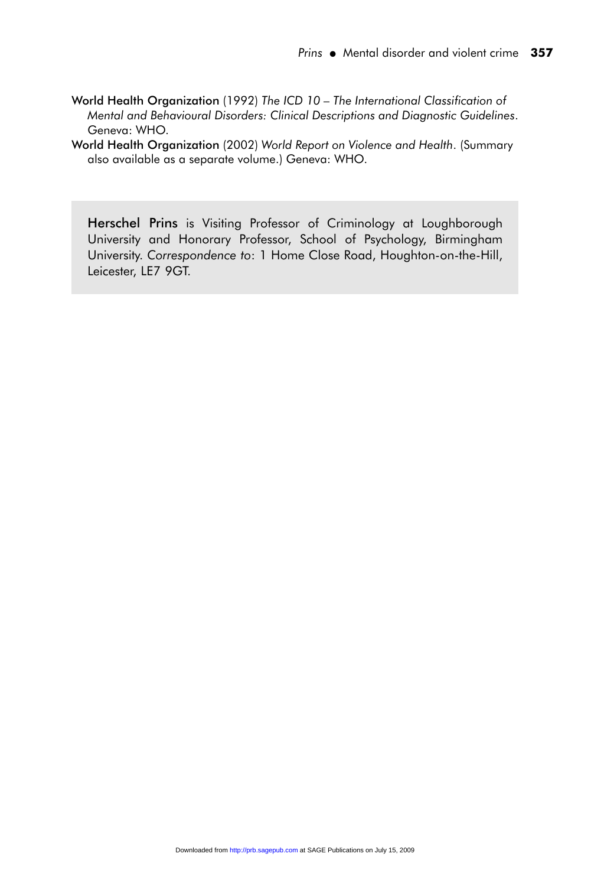**World Health Organization** (1992) *The ICD 10 – The International Classification of Mental and Behavioural Disorders: Clinical Descriptions and Diagnostic Guidelines*. Geneva: WHO.

**World Health Organization** (2002) *World Report on Violence and Health*. (Summary also available as a separate volume.) Geneva: WHO.

**Herschel Prins** is Visiting Professor of Criminology at Loughborough University and Honorary Professor, School of Psychology, Birmingham University. *Correspondence to*: 1 Home Close Road, Houghton-on-the-Hill, Leicester, LE7 9GT.